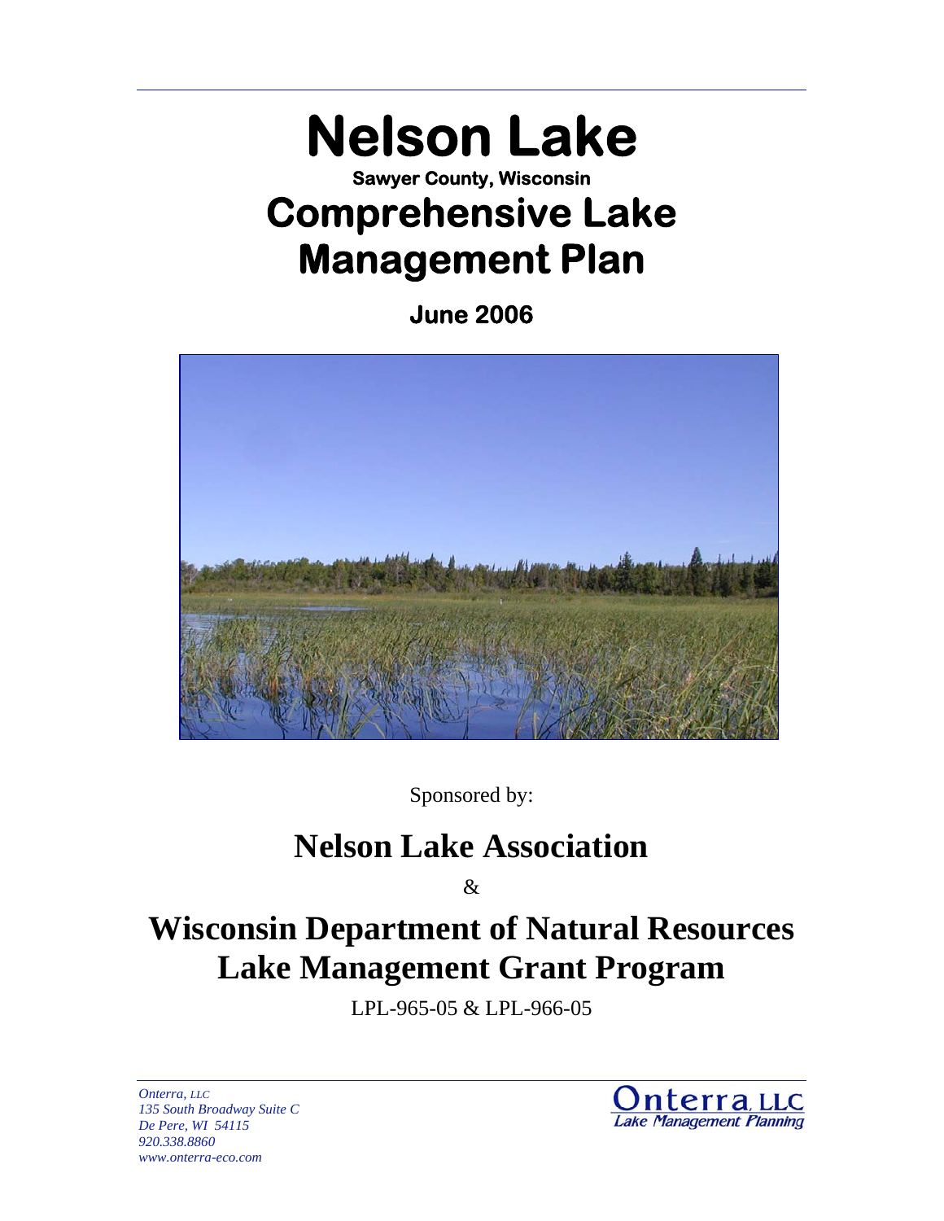# Nelson Lake

**Sawyer County, Wisconsin**

# Comprehensive Lake Management Plan

**June 2006**

Sponsored by:

## Nelson Lake Association

&

## Wisconsin Department of Natural Resources Lake Management Grant Program

LPL-965-05 & LPL-966-05

*Onterra, LLC*
*135 South Broadway Suite C*
*De Pere, WI 54115*
*920.338.8860*
*www.onterra-eco.com*

Onterra, LLC
Lake Management Planning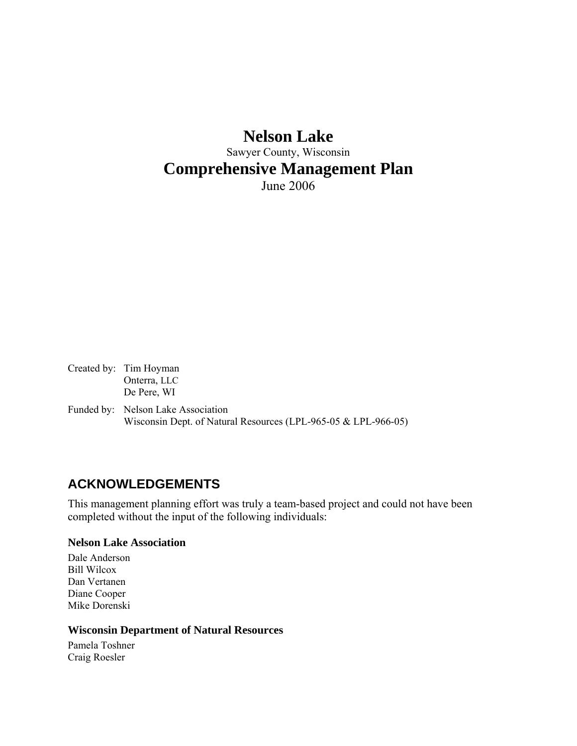# Nelson Lake

Sawyer County, Wisconsin

# Comprehensive Management Plan

June 2006

Created by: Tim Hoyman
Onterra, LLC
De Pere, WI

Funded by: Nelson Lake Association
Wisconsin Dept. of Natural Resources (LPL-965-05 & LPL-966-05)

## ACKNOWLEDGEMENTS

This management planning effort was truly a team-based project and could not have been completed without the input of the following individuals:

### Nelson Lake Association

Dale Anderson
Bill Wilcox
Dan Vertanen
Diane Cooper
Mike Dorenski

### Wisconsin Department of Natural Resources

Pamela Toshner
Craig Roesler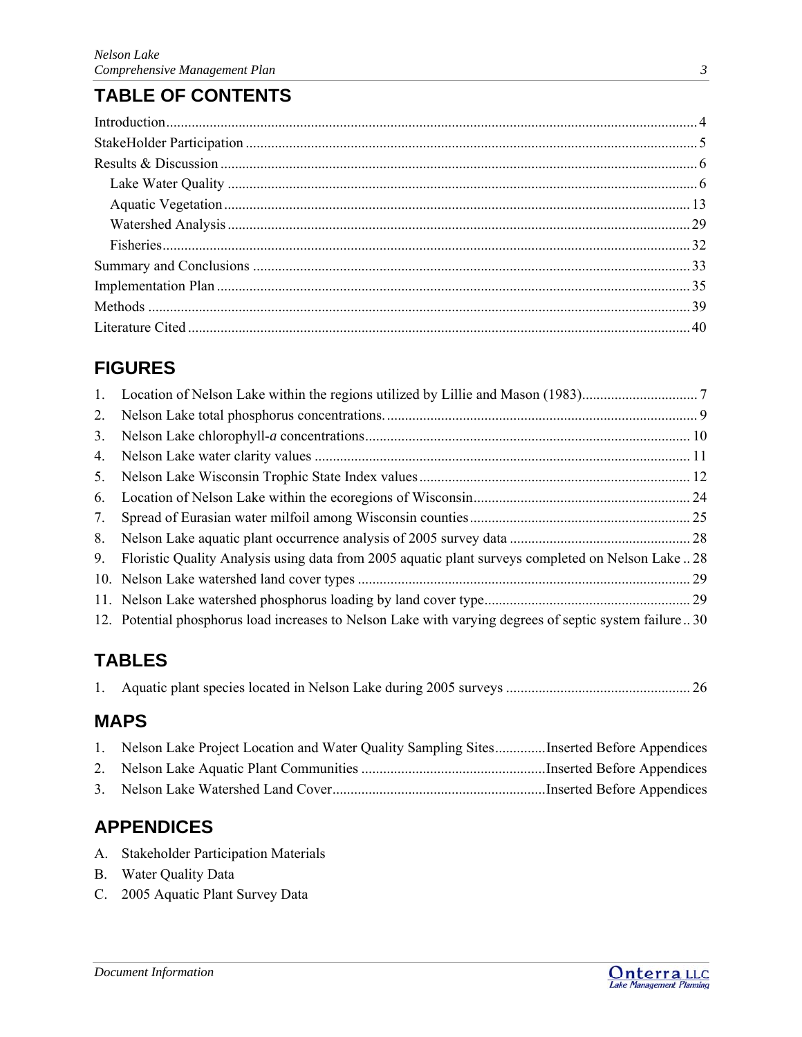# TABLE OF CONTENTS

Introduction ........................................................................................................................................ 4
StakeHolder Participation ................................................................................................................. 5
Results & Discussion ......................................................................................................................... 6
  Lake Water Quality ......................................................................................................................... 6
  Aquatic Vegetation ....................................................................................................................... 13
  Watershed Analysis ...................................................................................................................... 29
  Fisheries ........................................................................................................................................ 32
Summary and Conclusions ............................................................................................................... 33
Implementation Plan ......................................................................................................................... 35
Methods ............................................................................................................................................ 39
Literature Cited ................................................................................................................................. 40

## FIGURES

1. Location of Nelson Lake within the regions utilized by Lillie and Mason (1983) ................................ 7
2. Nelson Lake total phosphorus concentrations. ..................................................................................... 9
3. Nelson Lake chlorophyll-*a* concentrations ......................................................................................... 10
4. Nelson Lake water clarity values ....................................................................................................... 11
5. Nelson Lake Wisconsin Trophic State Index values ........................................................................... 12
6. Location of Nelson Lake within the ecoregions of Wisconsin ............................................................ 24
7. Spread of Eurasian water milfoil among Wisconsin counties ............................................................. 25
8. Nelson Lake aquatic plant occurrence analysis of 2005 survey data .................................................. 28
9. Floristic Quality Analysis using data from 2005 aquatic plant surveys completed on Nelson Lake .. 28
10. Nelson Lake watershed land cover types ........................................................................................... 29
11. Nelson Lake watershed phosphorus loading by land cover type ......................................................... 29
12. Potential phosphorus load increases to Nelson Lake with varying degrees of septic system failure .. 30

## TABLES

1. Aquatic plant species located in Nelson Lake during 2005 surveys ................................................... 26

## MAPS

1. Nelson Lake Project Location and Water Quality Sampling Sites .............Inserted Before Appendices
2. Nelson Lake Aquatic Plant Communities ...................................................Inserted Before Appendices
3. Nelson Lake Watershed Land Cover...........................................................Inserted Before Appendices

## APPENDICES

A. Stakeholder Participation Materials
B. Water Quality Data
C. 2005 Aquatic Plant Survey Data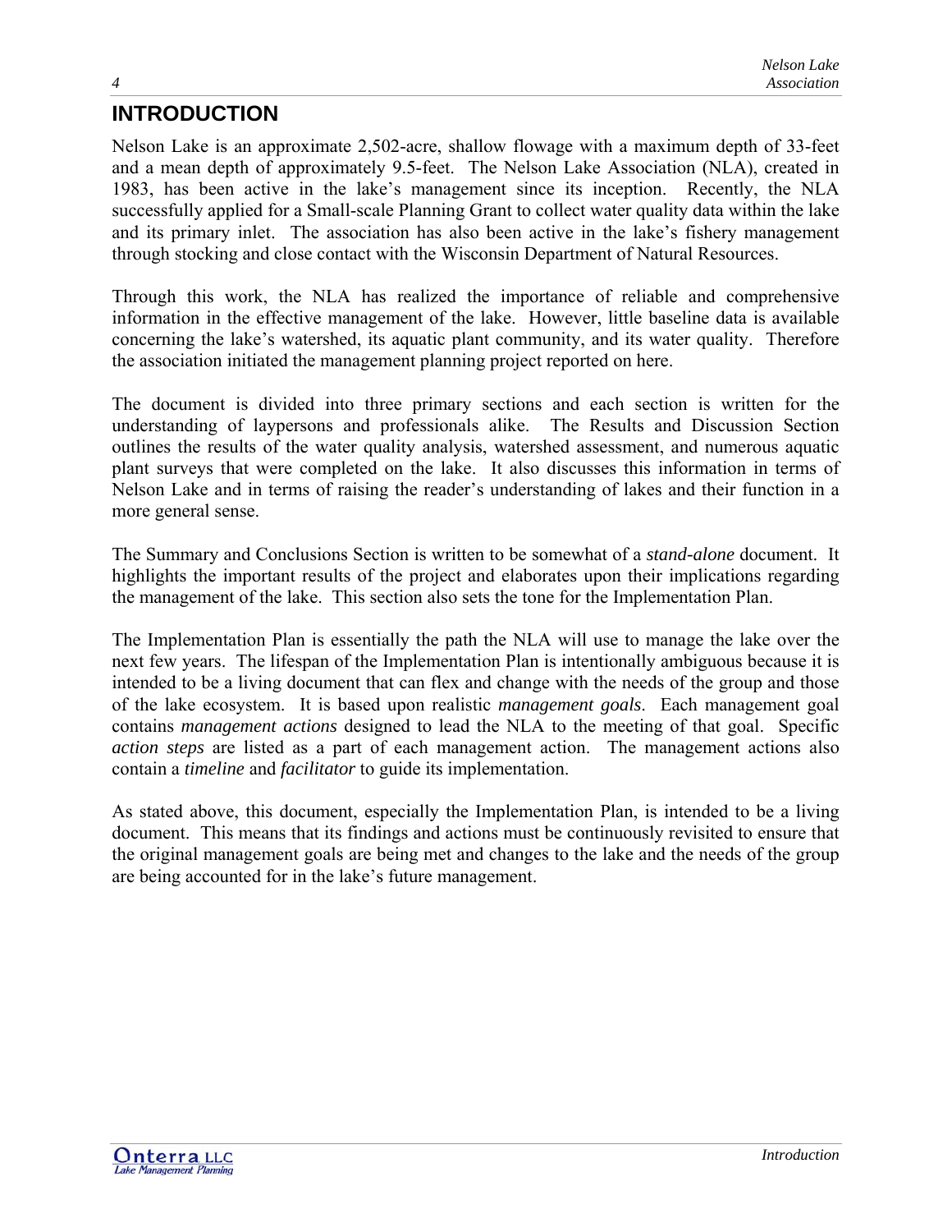# INTRODUCTION

Nelson Lake is an approximate 2,502-acre, shallow flowage with a maximum depth of 33-feet and a mean depth of approximately 9.5-feet. The Nelson Lake Association (NLA), created in 1983, has been active in the lake's management since its inception. Recently, the NLA successfully applied for a Small-scale Planning Grant to collect water quality data within the lake and its primary inlet. The association has also been active in the lake's fishery management through stocking and close contact with the Wisconsin Department of Natural Resources.

Through this work, the NLA has realized the importance of reliable and comprehensive information in the effective management of the lake. However, little baseline data is available concerning the lake's watershed, its aquatic plant community, and its water quality. Therefore the association initiated the management planning project reported on here.

The document is divided into three primary sections and each section is written for the understanding of laypersons and professionals alike. The Results and Discussion Section outlines the results of the water quality analysis, watershed assessment, and numerous aquatic plant surveys that were completed on the lake. It also discusses this information in terms of Nelson Lake and in terms of raising the reader's understanding of lakes and their function in a more general sense.

The Summary and Conclusions Section is written to be somewhat of a *stand-alone* document. It highlights the important results of the project and elaborates upon their implications regarding the management of the lake. This section also sets the tone for the Implementation Plan.

The Implementation Plan is essentially the path the NLA will use to manage the lake over the next few years. The lifespan of the Implementation Plan is intentionally ambiguous because it is intended to be a living document that can flex and change with the needs of the group and those of the lake ecosystem. It is based upon realistic *management goals*. Each management goal contains *management actions* designed to lead the NLA to the meeting of that goal. Specific *action steps* are listed as a part of each management action. The management actions also contain a *timeline* and *facilitator* to guide its implementation.

As stated above, this document, especially the Implementation Plan, is intended to be a living document. This means that its findings and actions must be continuously revisited to ensure that the original management goals are being met and changes to the lake and the needs of the group are being accounted for in the lake's future management.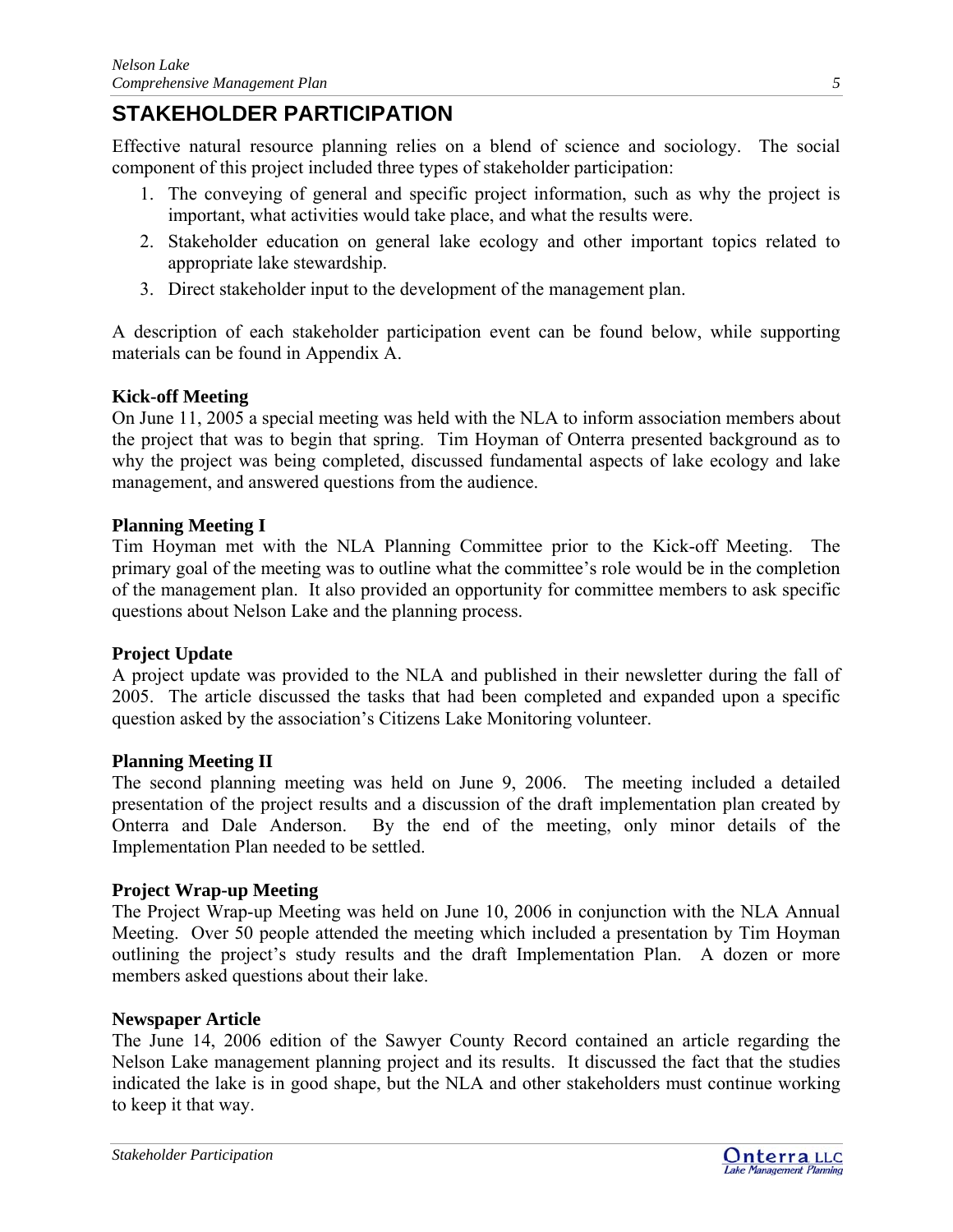# STAKEHOLDER PARTICIPATION

Effective natural resource planning relies on a blend of science and sociology. The social component of this project included three types of stakeholder participation:

1. The conveying of general and specific project information, such as why the project is important, what activities would take place, and what the results were.
2. Stakeholder education on general lake ecology and other important topics related to appropriate lake stewardship.
3. Direct stakeholder input to the development of the management plan.

A description of each stakeholder participation event can be found below, while supporting materials can be found in Appendix A.

**Kick-off Meeting**

On June 11, 2005 a special meeting was held with the NLA to inform association members about the project that was to begin that spring. Tim Hoyman of Onterra presented background as to why the project was being completed, discussed fundamental aspects of lake ecology and lake management, and answered questions from the audience.

**Planning Meeting I**

Tim Hoyman met with the NLA Planning Committee prior to the Kick-off Meeting. The primary goal of the meeting was to outline what the committee's role would be in the completion of the management plan. It also provided an opportunity for committee members to ask specific questions about Nelson Lake and the planning process.

**Project Update**

A project update was provided to the NLA and published in their newsletter during the fall of 2005. The article discussed the tasks that had been completed and expanded upon a specific question asked by the association's Citizens Lake Monitoring volunteer.

**Planning Meeting II**

The second planning meeting was held on June 9, 2006. The meeting included a detailed presentation of the project results and a discussion of the draft implementation plan created by Onterra and Dale Anderson. By the end of the meeting, only minor details of the Implementation Plan needed to be settled.

**Project Wrap-up Meeting**

The Project Wrap-up Meeting was held on June 10, 2006 in conjunction with the NLA Annual Meeting. Over 50 people attended the meeting which included a presentation by Tim Hoyman outlining the project's study results and the draft Implementation Plan. A dozen or more members asked questions about their lake.

**Newspaper Article**

The June 14, 2006 edition of the Sawyer County Record contained an article regarding the Nelson Lake management planning project and its results. It discussed the fact that the studies indicated the lake is in good shape, but the NLA and other stakeholders must continue working to keep it that way.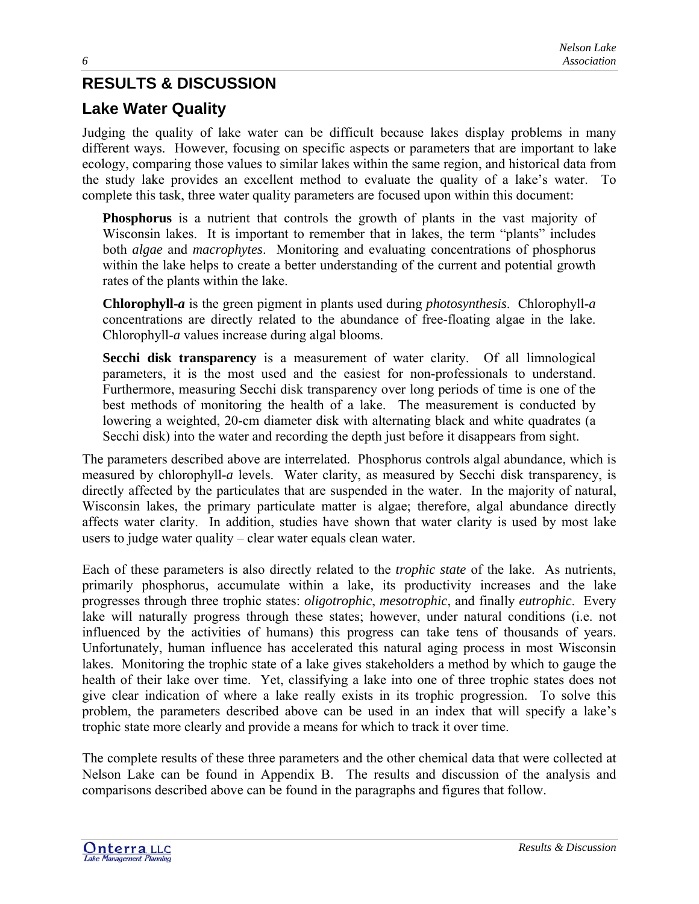# RESULTS & DISCUSSION

## Lake Water Quality

Judging the quality of lake water can be difficult because lakes display problems in many different ways. However, focusing on specific aspects or parameters that are important to lake ecology, comparing those values to similar lakes within the same region, and historical data from the study lake provides an excellent method to evaluate the quality of a lake's water. To complete this task, three water quality parameters are focused upon within this document:

**Phosphorus** is a nutrient that controls the growth of plants in the vast majority of Wisconsin lakes. It is important to remember that in lakes, the term "plants" includes both *algae* and *macrophytes*. Monitoring and evaluating concentrations of phosphorus within the lake helps to create a better understanding of the current and potential growth rates of the plants within the lake.

**Chlorophyll-*a*** is the green pigment in plants used during *photosynthesis*. Chlorophyll-*a* concentrations are directly related to the abundance of free-floating algae in the lake. Chlorophyll-*a* values increase during algal blooms.

**Secchi disk transparency** is a measurement of water clarity. Of all limnological parameters, it is the most used and the easiest for non-professionals to understand. Furthermore, measuring Secchi disk transparency over long periods of time is one of the best methods of monitoring the health of a lake. The measurement is conducted by lowering a weighted, 20-cm diameter disk with alternating black and white quadrates (a Secchi disk) into the water and recording the depth just before it disappears from sight.

The parameters described above are interrelated. Phosphorus controls algal abundance, which is measured by chlorophyll-*a* levels. Water clarity, as measured by Secchi disk transparency, is directly affected by the particulates that are suspended in the water. In the majority of natural, Wisconsin lakes, the primary particulate matter is algae; therefore, algal abundance directly affects water clarity. In addition, studies have shown that water clarity is used by most lake users to judge water quality – clear water equals clean water.

Each of these parameters is also directly related to the *trophic state* of the lake. As nutrients, primarily phosphorus, accumulate within a lake, its productivity increases and the lake progresses through three trophic states: *oligotrophic*, *mesotrophic*, and finally *eutrophic*. Every lake will naturally progress through these states; however, under natural conditions (i.e. not influenced by the activities of humans) this progress can take tens of thousands of years. Unfortunately, human influence has accelerated this natural aging process in most Wisconsin lakes. Monitoring the trophic state of a lake gives stakeholders a method by which to gauge the health of their lake over time. Yet, classifying a lake into one of three trophic states does not give clear indication of where a lake really exists in its trophic progression. To solve this problem, the parameters described above can be used in an index that will specify a lake's trophic state more clearly and provide a means for which to track it over time.

The complete results of these three parameters and the other chemical data that were collected at Nelson Lake can be found in Appendix B. The results and discussion of the analysis and comparisons described above can be found in the paragraphs and figures that follow.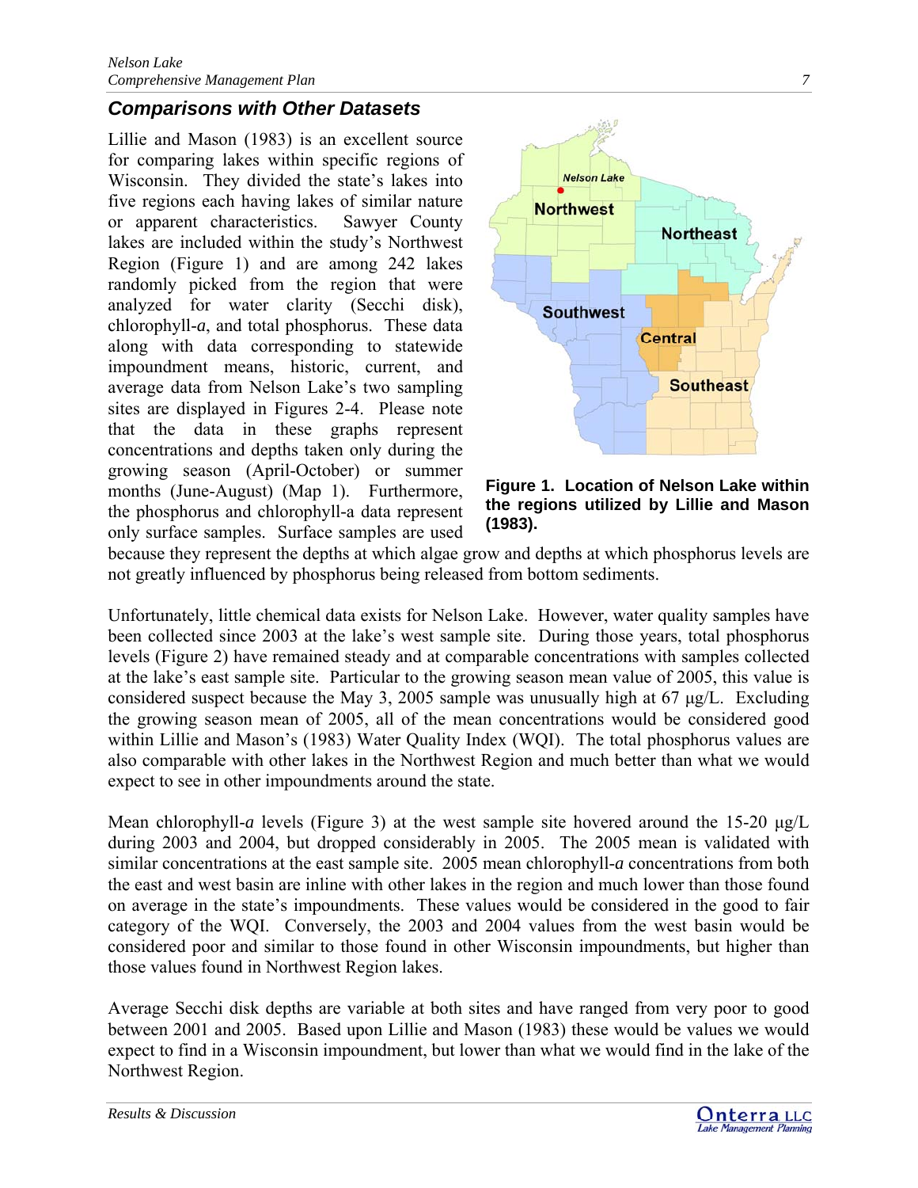## Comparisons with Other Datasets

Lillie and Mason (1983) is an excellent source for comparing lakes within specific regions of Wisconsin. They divided the state's lakes into five regions each having lakes of similar nature or apparent characteristics. Sawyer County lakes are included within the study's Northwest Region (Figure 1) and are among 242 lakes randomly picked from the region that were analyzed for water clarity (Secchi disk), chlorophyll-*a*, and total phosphorus. These data along with data corresponding to statewide impoundment means, historic, current, and average data from Nelson Lake's two sampling sites are displayed in Figures 2-4. Please note that the data in these graphs represent concentrations and depths taken only during the growing season (April-October) or summer months (June-August) (Map 1). Furthermore, the phosphorus and chlorophyll-a data represent only surface samples. Surface samples are used because they represent the depths at which algae grow and depths at which phosphorus levels are not greatly influenced by phosphorus being released from bottom sediments.

**Figure 1. Location of Nelson Lake within the regions utilized by Lillie and Mason (1983).**

Unfortunately, little chemical data exists for Nelson Lake. However, water quality samples have been collected since 2003 at the lake's west sample site. During those years, total phosphorus levels (Figure 2) have remained steady and at comparable concentrations with samples collected at the lake's east sample site. Particular to the growing season mean value of 2005, this value is considered suspect because the May 3, 2005 sample was unusually high at 67 μg/L. Excluding the growing season mean of 2005, all of the mean concentrations would be considered good within Lillie and Mason's (1983) Water Quality Index (WQI). The total phosphorus values are also comparable with other lakes in the Northwest Region and much better than what we would expect to see in other impoundments around the state.

Mean chlorophyll-*a* levels (Figure 3) at the west sample site hovered around the 15-20 μg/L during 2003 and 2004, but dropped considerably in 2005. The 2005 mean is validated with similar concentrations at the east sample site. 2005 mean chlorophyll-*a* concentrations from both the east and west basin are inline with other lakes in the region and much lower than those found on average in the state's impoundments. These values would be considered in the good to fair category of the WQI. Conversely, the 2003 and 2004 values from the west basin would be considered poor and similar to those found in other Wisconsin impoundments, but higher than those values found in Northwest Region lakes.

Average Secchi disk depths are variable at both sites and have ranged from very poor to good between 2001 and 2005. Based upon Lillie and Mason (1983) these would be values we would expect to find in a Wisconsin impoundment, but lower than what we would find in the lake of the Northwest Region.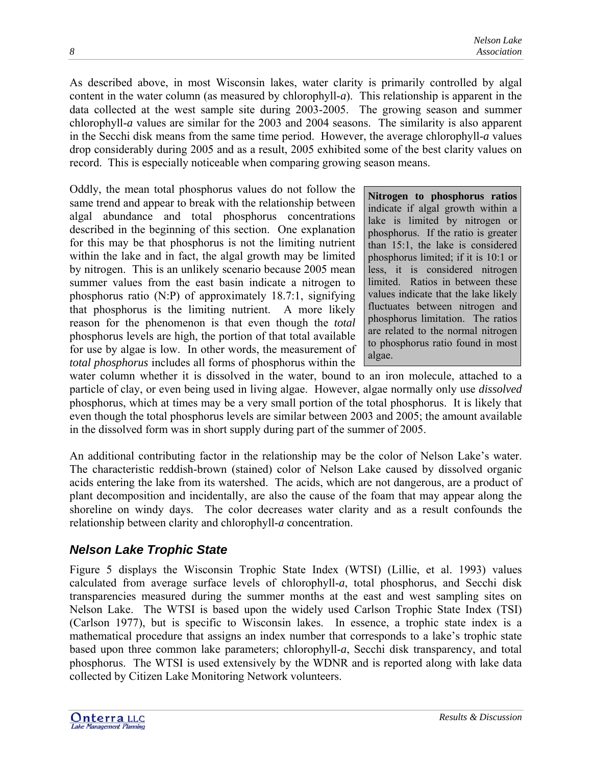As described above, in most Wisconsin lakes, water clarity is primarily controlled by algal content in the water column (as measured by chlorophyll-*a*). This relationship is apparent in the data collected at the west sample site during 2003-2005. The growing season and summer chlorophyll-*a* values are similar for the 2003 and 2004 seasons. The similarity is also apparent in the Secchi disk means from the same time period. However, the average chlorophyll-*a* values drop considerably during 2005 and as a result, 2005 exhibited some of the best clarity values on record. This is especially noticeable when comparing growing season means.

Oddly, the mean total phosphorus values do not follow the same trend and appear to break with the relationship between algal abundance and total phosphorus concentrations described in the beginning of this section. One explanation for this may be that phosphorus is not the limiting nutrient within the lake and in fact, the algal growth may be limited by nitrogen. This is an unlikely scenario because 2005 mean summer values from the east basin indicate a nitrogen to phosphorus ratio (N:P) of approximately 18.7:1, signifying that phosphorus is the limiting nutrient. A more likely reason for the phenomenon is that even though the *total* phosphorus levels are high, the portion of that total available for use by algae is low. In other words, the measurement of *total phosphorus* includes all forms of phosphorus within the water column whether it is dissolved in the water, bound to an iron molecule, attached to a particle of clay, or even being used in living algae. However, algae normally only use *dissolved* phosphorus, which at times may be a very small portion of the total phosphorus. It is likely that even though the total phosphorus levels are similar between 2003 and 2005; the amount available in the dissolved form was in short supply during part of the summer of 2005.

> **Nitrogen to phosphorus ratios** indicate if algal growth within a lake is limited by nitrogen or phosphorus. If the ratio is greater than 15:1, the lake is considered phosphorus limited; if it is 10:1 or less, it is considered nitrogen limited. Ratios in between these values indicate that the lake likely fluctuates between nitrogen and phosphorus limitation. The ratios are related to the normal nitrogen to phosphorus ratio found in most algae.

An additional contributing factor in the relationship may be the color of Nelson Lake's water. The characteristic reddish-brown (stained) color of Nelson Lake caused by dissolved organic acids entering the lake from its watershed. The acids, which are not dangerous, are a product of plant decomposition and incidentally, are also the cause of the foam that may appear along the shoreline on windy days. The color decreases water clarity and as a result confounds the relationship between clarity and chlorophyll-*a* concentration.

## *Nelson Lake Trophic State*

Figure 5 displays the Wisconsin Trophic State Index (WTSI) (Lillie, et al. 1993) values calculated from average surface levels of chlorophyll-*a*, total phosphorus, and Secchi disk transparencies measured during the summer months at the east and west sampling sites on Nelson Lake. The WTSI is based upon the widely used Carlson Trophic State Index (TSI) (Carlson 1977), but is specific to Wisconsin lakes. In essence, a trophic state index is a mathematical procedure that assigns an index number that corresponds to a lake's trophic state based upon three common lake parameters; chlorophyll-*a*, Secchi disk transparency, and total phosphorus. The WTSI is used extensively by the WDNR and is reported along with lake data collected by Citizen Lake Monitoring Network volunteers.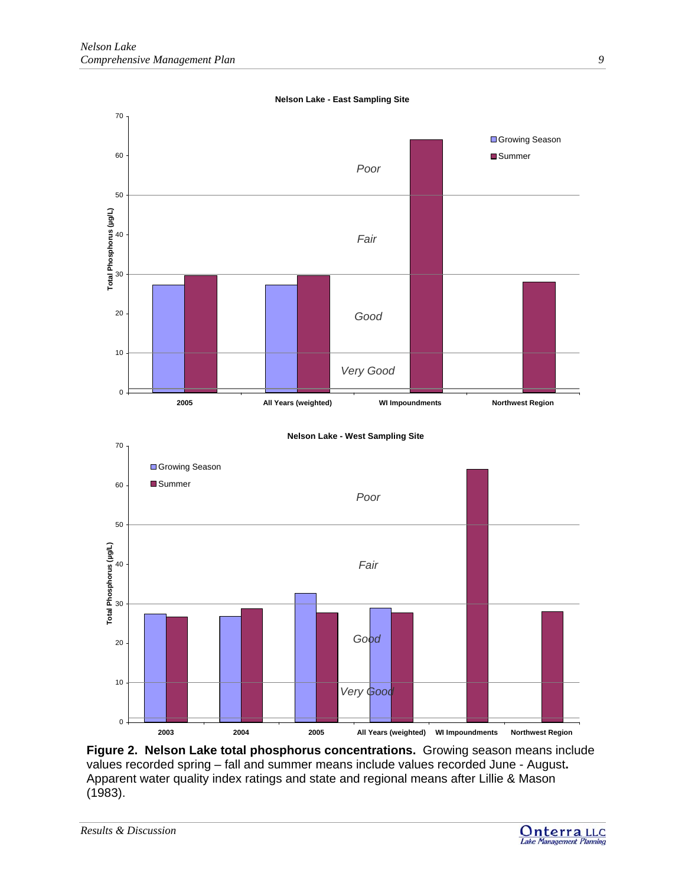**Nelson Lake - East Sampling Site**

**Nelson Lake - West Sampling Site**

**Figure 2. Nelson Lake total phosphorus concentrations.** Growing season means include values recorded spring – fall and summer means include values recorded June - August**.** Apparent water quality index ratings and state and regional means after Lillie & Mason (1983).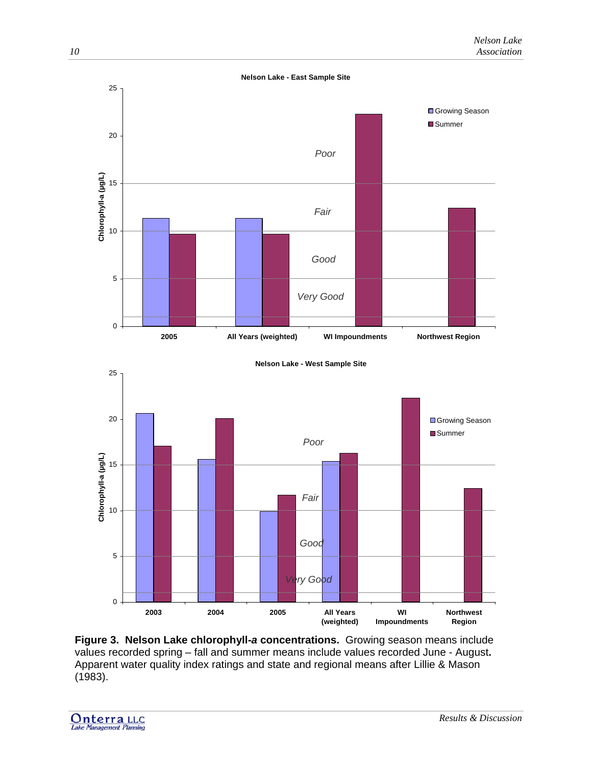**Nelson Lake - East Sample Site**

Chlorophyll-a (µg/L)

Legend: Growing Season; Summer

Categories: 2005; All Years (weighted); WI Impoundments; Northwest Region

Ratings: Poor; Fair; Good; Very Good

**Nelson Lake - West Sample Site**

Chlorophyll-a (µg/L)

Legend: Growing Season; Summer

Categories: 2003; 2004; 2005; All Years (weighted); WI Impoundments; Northwest Region

Ratings: Poor; Fair; Good; Very Good

**Figure 3. Nelson Lake chlorophyll-*a* concentrations.** Growing season means include values recorded spring – fall and summer means include values recorded June - August**.** Apparent water quality index ratings and state and regional means after Lillie & Mason (1983).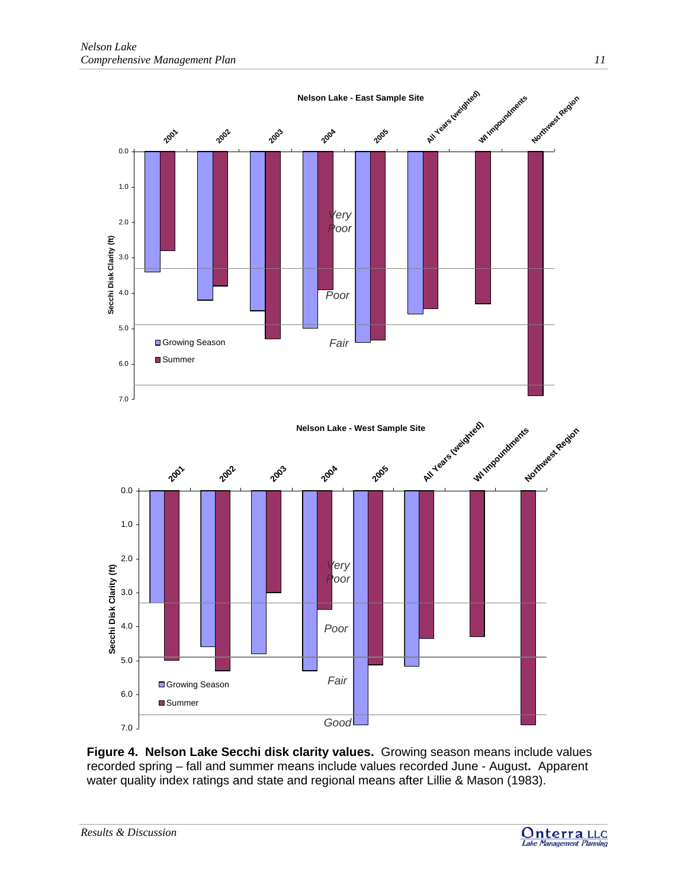**Figure 4. Nelson Lake Secchi disk clarity values.** Growing season means include values recorded spring – fall and summer means include values recorded June - August**.** Apparent water quality index ratings and state and regional means after Lillie & Mason (1983).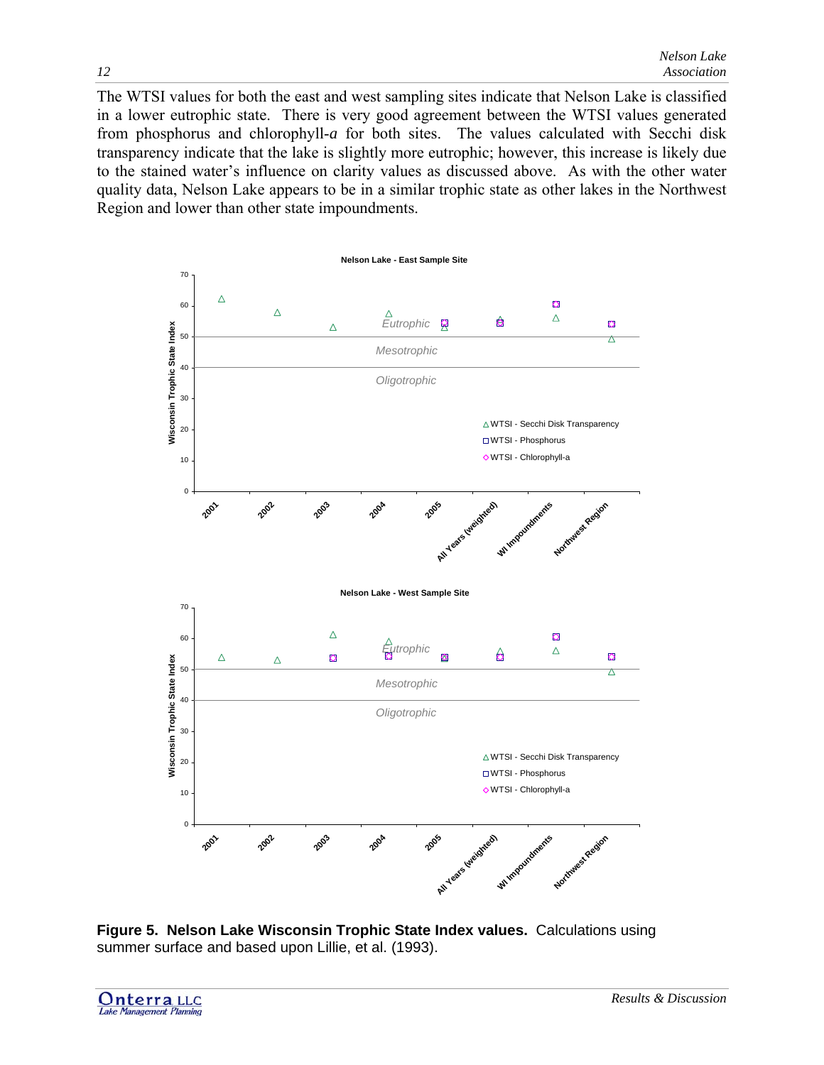The WTSI values for both the east and west sampling sites indicate that Nelson Lake is classified in a lower eutrophic state. There is very good agreement between the WTSI values generated from phosphorus and chlorophyll-*a* for both sites. The values calculated with Secchi disk transparency indicate that the lake is slightly more eutrophic; however, this increase is likely due to the stained water's influence on clarity values as discussed above. As with the other water quality data, Nelson Lake appears to be in a similar trophic state as other lakes in the Northwest Region and lower than other state impoundments.

**Figure 5. Nelson Lake Wisconsin Trophic State Index values.** Calculations using summer surface and based upon Lillie, et al. (1993).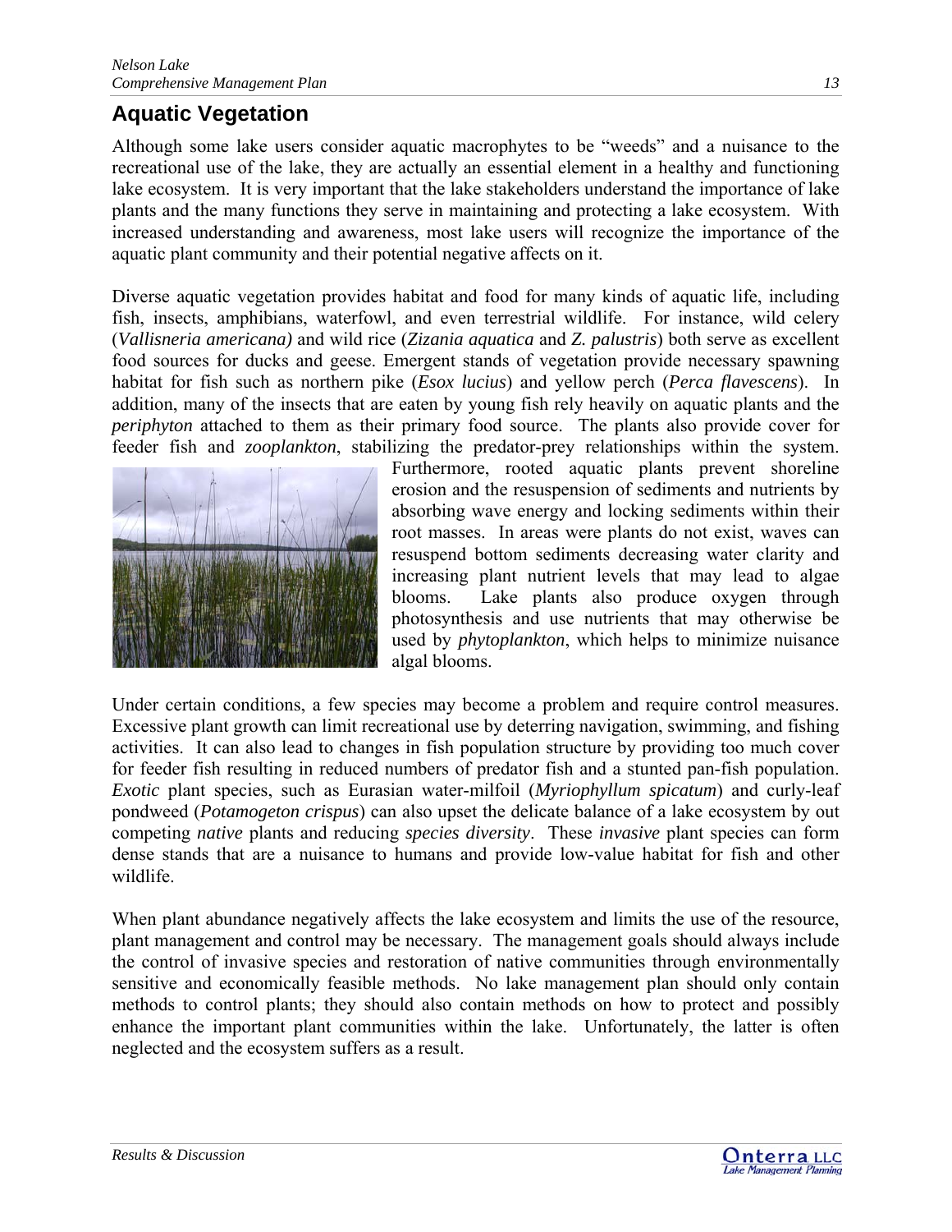## Aquatic Vegetation

Although some lake users consider aquatic macrophytes to be "weeds" and a nuisance to the recreational use of the lake, they are actually an essential element in a healthy and functioning lake ecosystem. It is very important that the lake stakeholders understand the importance of lake plants and the many functions they serve in maintaining and protecting a lake ecosystem. With increased understanding and awareness, most lake users will recognize the importance of the aquatic plant community and their potential negative affects on it.

Diverse aquatic vegetation provides habitat and food for many kinds of aquatic life, including fish, insects, amphibians, waterfowl, and even terrestrial wildlife. For instance, wild celery (*Vallisneria americana)* and wild rice (*Zizania aquatica* and *Z. palustris*) both serve as excellent food sources for ducks and geese. Emergent stands of vegetation provide necessary spawning habitat for fish such as northern pike (*Esox lucius*) and yellow perch (*Perca flavescens*). In addition, many of the insects that are eaten by young fish rely heavily on aquatic plants and the *periphyton* attached to them as their primary food source. The plants also provide cover for feeder fish and *zooplankton*, stabilizing the predator-prey relationships within the system. Furthermore, rooted aquatic plants prevent shoreline erosion and the resuspension of sediments and nutrients by absorbing wave energy and locking sediments within their root masses. In areas were plants do not exist, waves can resuspend bottom sediments decreasing water clarity and increasing plant nutrient levels that may lead to algae blooms. Lake plants also produce oxygen through photosynthesis and use nutrients that may otherwise be used by *phytoplankton*, which helps to minimize nuisance algal blooms.

Under certain conditions, a few species may become a problem and require control measures. Excessive plant growth can limit recreational use by deterring navigation, swimming, and fishing activities. It can also lead to changes in fish population structure by providing too much cover for feeder fish resulting in reduced numbers of predator fish and a stunted pan-fish population. *Exotic* plant species, such as Eurasian water-milfoil (*Myriophyllum spicatum*) and curly-leaf pondweed (*Potamogeton crispus*) can also upset the delicate balance of a lake ecosystem by out competing *native* plants and reducing *species diversity*. These *invasive* plant species can form dense stands that are a nuisance to humans and provide low-value habitat for fish and other wildlife.

When plant abundance negatively affects the lake ecosystem and limits the use of the resource, plant management and control may be necessary. The management goals should always include the control of invasive species and restoration of native communities through environmentally sensitive and economically feasible methods. No lake management plan should only contain methods to control plants; they should also contain methods on how to protect and possibly enhance the important plant communities within the lake. Unfortunately, the latter is often neglected and the ecosystem suffers as a result.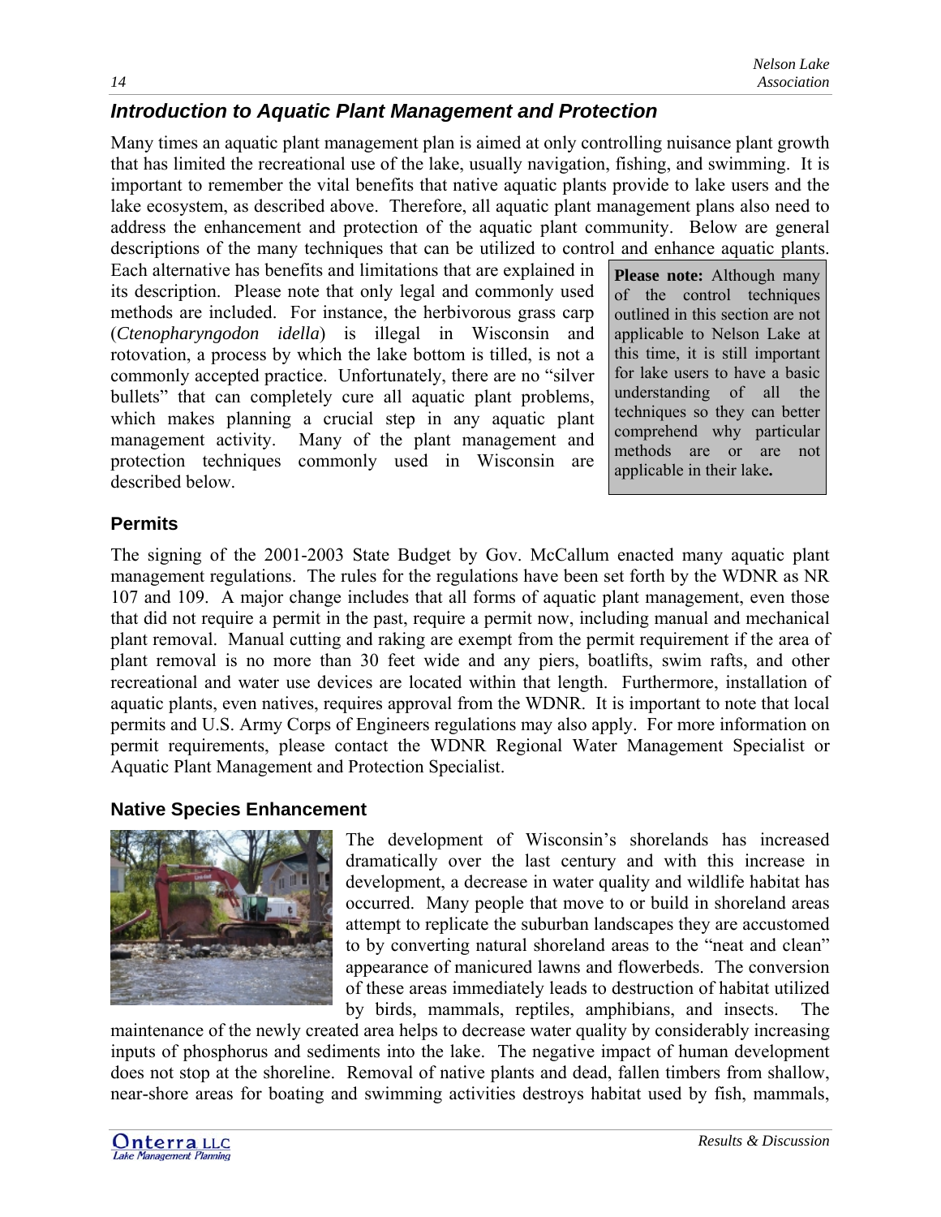## Introduction to Aquatic Plant Management and Protection

Many times an aquatic plant management plan is aimed at only controlling nuisance plant growth that has limited the recreational use of the lake, usually navigation, fishing, and swimming. It is important to remember the vital benefits that native aquatic plants provide to lake users and the lake ecosystem, as described above. Therefore, all aquatic plant management plans also need to address the enhancement and protection of the aquatic plant community. Below are general descriptions of the many techniques that can be utilized to control and enhance aquatic plants. Each alternative has benefits and limitations that are explained in its description. Please note that only legal and commonly used methods are included. For instance, the herbivorous grass carp (*Ctenopharyngodon idella*) is illegal in Wisconsin and rotovation, a process by which the lake bottom is tilled, is not a commonly accepted practice. Unfortunately, there are no "silver bullets" that can completely cure all aquatic plant problems, which makes planning a crucial step in any aquatic plant management activity. Many of the plant management and protection techniques commonly used in Wisconsin are described below.

**Please note:** Although many of the control techniques outlined in this section are not applicable to Nelson Lake at this time, it is still important for lake users to have a basic understanding of all the techniques so they can better comprehend why particular methods are or are not applicable in their lake**.**

### Permits

The signing of the 2001-2003 State Budget by Gov. McCallum enacted many aquatic plant management regulations. The rules for the regulations have been set forth by the WDNR as NR 107 and 109. A major change includes that all forms of aquatic plant management, even those that did not require a permit in the past, require a permit now, including manual and mechanical plant removal. Manual cutting and raking are exempt from the permit requirement if the area of plant removal is no more than 30 feet wide and any piers, boatlifts, swim rafts, and other recreational and water use devices are located within that length. Furthermore, installation of aquatic plants, even natives, requires approval from the WDNR. It is important to note that local permits and U.S. Army Corps of Engineers regulations may also apply. For more information on permit requirements, please contact the WDNR Regional Water Management Specialist or Aquatic Plant Management and Protection Specialist.

### Native Species Enhancement

The development of Wisconsin's shorelands has increased dramatically over the last century and with this increase in development, a decrease in water quality and wildlife habitat has occurred. Many people that move to or build in shoreland areas attempt to replicate the suburban landscapes they are accustomed to by converting natural shoreland areas to the "neat and clean" appearance of manicured lawns and flowerbeds. The conversion of these areas immediately leads to destruction of habitat utilized by birds, mammals, reptiles, amphibians, and insects. The maintenance of the newly created area helps to decrease water quality by considerably increasing inputs of phosphorus and sediments into the lake. The negative impact of human development does not stop at the shoreline. Removal of native plants and dead, fallen timbers from shallow, near-shore areas for boating and swimming activities destroys habitat used by fish, mammals,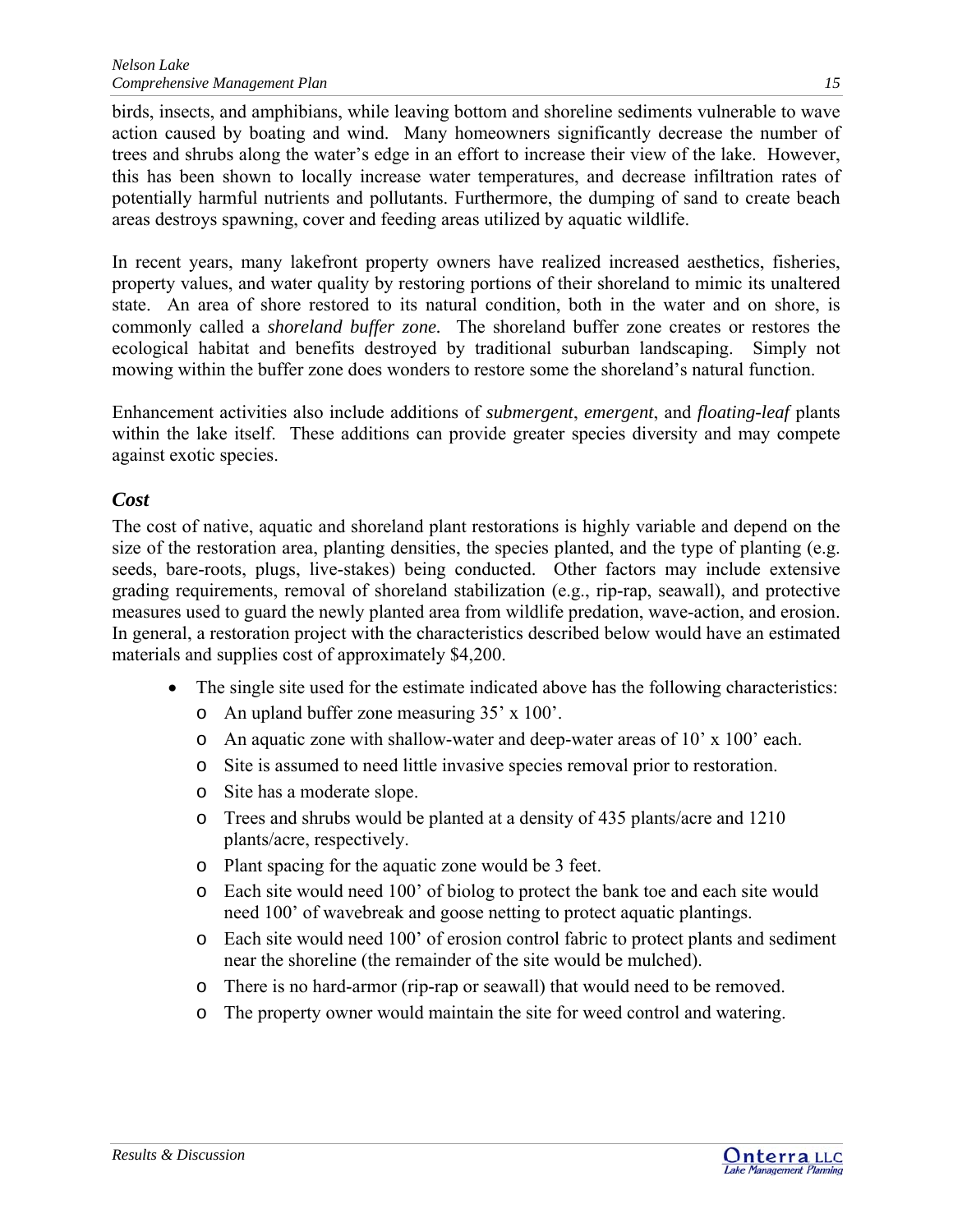birds, insects, and amphibians, while leaving bottom and shoreline sediments vulnerable to wave action caused by boating and wind. Many homeowners significantly decrease the number of trees and shrubs along the water's edge in an effort to increase their view of the lake. However, this has been shown to locally increase water temperatures, and decrease infiltration rates of potentially harmful nutrients and pollutants. Furthermore, the dumping of sand to create beach areas destroys spawning, cover and feeding areas utilized by aquatic wildlife.

In recent years, many lakefront property owners have realized increased aesthetics, fisheries, property values, and water quality by restoring portions of their shoreland to mimic its unaltered state. An area of shore restored to its natural condition, both in the water and on shore, is commonly called a *shoreland buffer zone.* The shoreland buffer zone creates or restores the ecological habitat and benefits destroyed by traditional suburban landscaping. Simply not mowing within the buffer zone does wonders to restore some the shoreland's natural function.

Enhancement activities also include additions of *submergent*, *emergent*, and *floating-leaf* plants within the lake itself. These additions can provide greater species diversity and may compete against exotic species.

### *Cost*

The cost of native, aquatic and shoreland plant restorations is highly variable and depend on the size of the restoration area, planting densities, the species planted, and the type of planting (e.g. seeds, bare-roots, plugs, live-stakes) being conducted. Other factors may include extensive grading requirements, removal of shoreland stabilization (e.g., rip-rap, seawall), and protective measures used to guard the newly planted area from wildlife predation, wave-action, and erosion. In general, a restoration project with the characteristics described below would have an estimated materials and supplies cost of approximately $4,200.

- The single site used for the estimate indicated above has the following characteristics:
  - An upland buffer zone measuring 35' x 100'.
  - An aquatic zone with shallow-water and deep-water areas of 10' x 100' each.
  - Site is assumed to need little invasive species removal prior to restoration.
  - Site has a moderate slope.
  - Trees and shrubs would be planted at a density of 435 plants/acre and 1210 plants/acre, respectively.
  - Plant spacing for the aquatic zone would be 3 feet.
  - Each site would need 100' of biolog to protect the bank toe and each site would need 100' of wavebreak and goose netting to protect aquatic plantings.
  - Each site would need 100' of erosion control fabric to protect plants and sediment near the shoreline (the remainder of the site would be mulched).
  - There is no hard-armor (rip-rap or seawall) that would need to be removed.
  - The property owner would maintain the site for weed control and watering.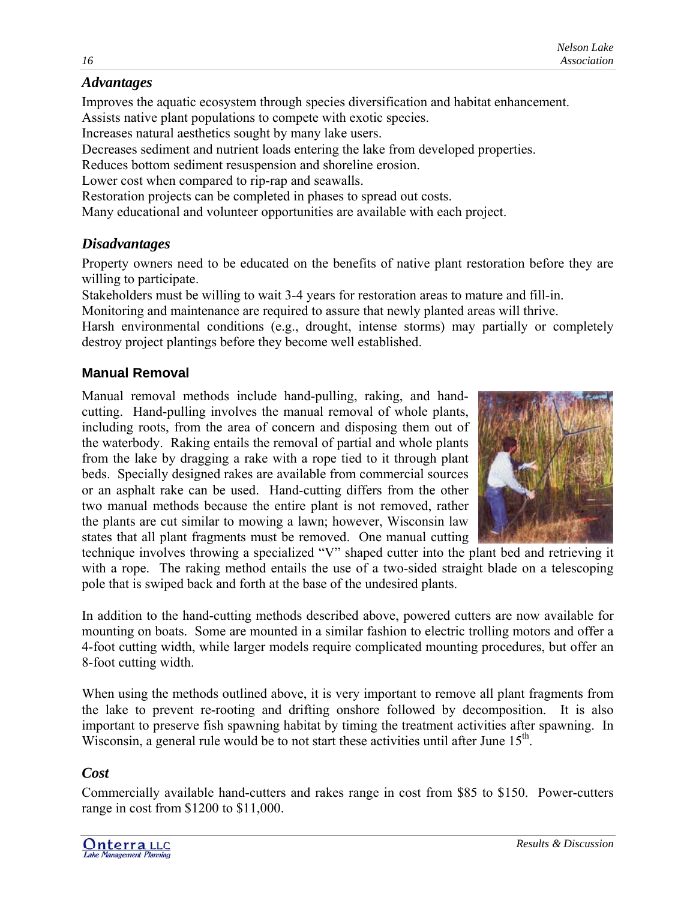### *Advantages*

Improves the aquatic ecosystem through species diversification and habitat enhancement.
Assists native plant populations to compete with exotic species.
Increases natural aesthetics sought by many lake users.
Decreases sediment and nutrient loads entering the lake from developed properties.
Reduces bottom sediment resuspension and shoreline erosion.
Lower cost when compared to rip-rap and seawalls.
Restoration projects can be completed in phases to spread out costs.
Many educational and volunteer opportunities are available with each project.

### *Disadvantages*

Property owners need to be educated on the benefits of native plant restoration before they are willing to participate.
Stakeholders must be willing to wait 3-4 years for restoration areas to mature and fill-in.
Monitoring and maintenance are required to assure that newly planted areas will thrive.
Harsh environmental conditions (e.g., drought, intense storms) may partially or completely destroy project plantings before they become well established.

## Manual Removal

Manual removal methods include hand-pulling, raking, and hand-cutting. Hand-pulling involves the manual removal of whole plants, including roots, from the area of concern and disposing them out of the waterbody. Raking entails the removal of partial and whole plants from the lake by dragging a rake with a rope tied to it through plant beds. Specially designed rakes are available from commercial sources or an asphalt rake can be used. Hand-cutting differs from the other two manual methods because the entire plant is not removed, rather the plants are cut similar to mowing a lawn; however, Wisconsin law states that all plant fragments must be removed. One manual cutting technique involves throwing a specialized "V" shaped cutter into the plant bed and retrieving it with a rope. The raking method entails the use of a two-sided straight blade on a telescoping pole that is swiped back and forth at the base of the undesired plants.

In addition to the hand-cutting methods described above, powered cutters are now available for mounting on boats. Some are mounted in a similar fashion to electric trolling motors and offer a 4-foot cutting width, while larger models require complicated mounting procedures, but offer an 8-foot cutting width.

When using the methods outlined above, it is very important to remove all plant fragments from the lake to prevent re-rooting and drifting onshore followed by decomposition. It is also important to preserve fish spawning habitat by timing the treatment activities after spawning. In Wisconsin, a general rule would be to not start these activities until after June 15th.

### *Cost*

Commercially available hand-cutters and rakes range in cost from $85 to $150. Power-cutters range in cost from $1200 to $11,000.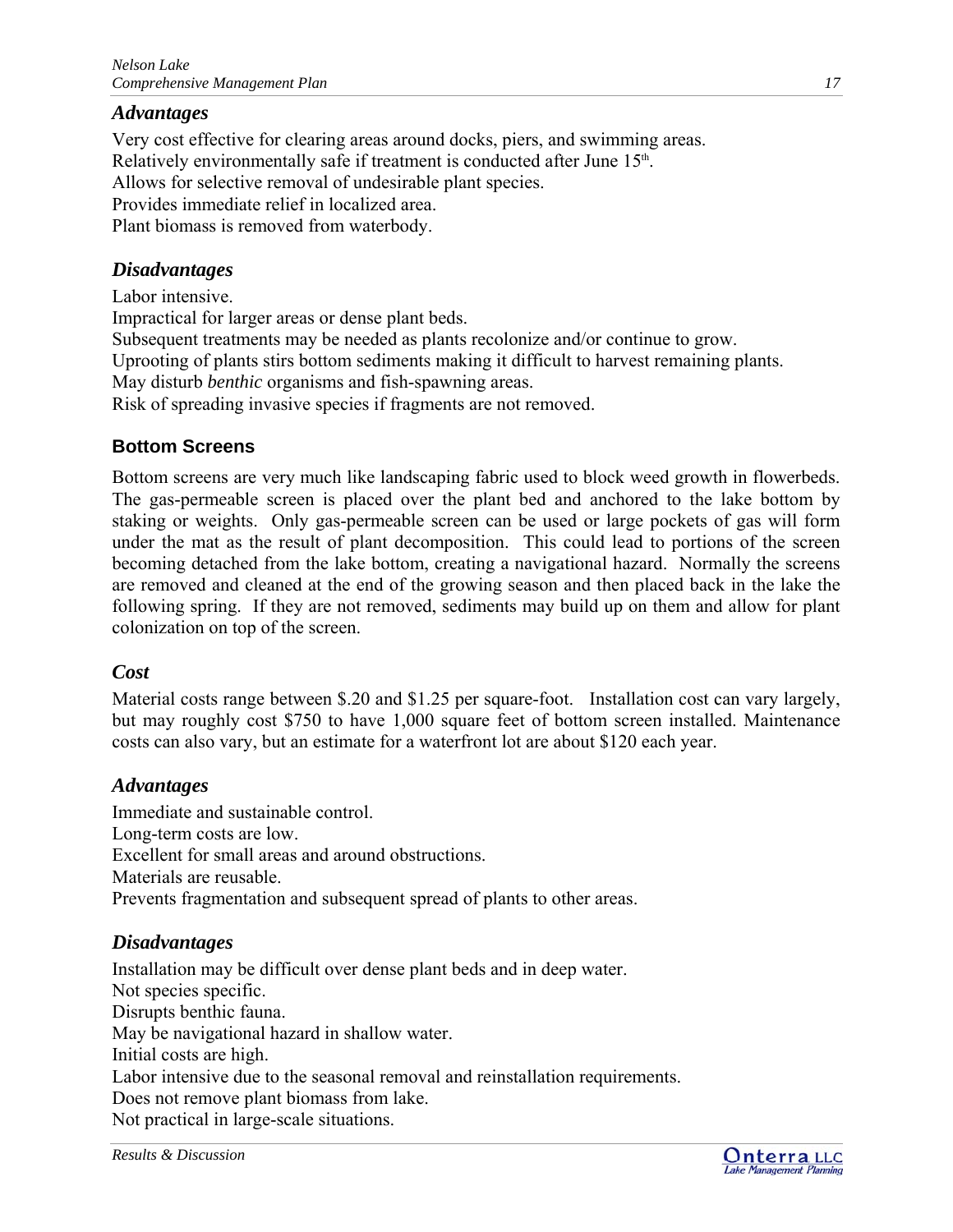### *Advantages*

Very cost effective for clearing areas around docks, piers, and swimming areas.
Relatively environmentally safe if treatment is conducted after June 15th.
Allows for selective removal of undesirable plant species.
Provides immediate relief in localized area.
Plant biomass is removed from waterbody.

### *Disadvantages*

Labor intensive.
Impractical for larger areas or dense plant beds.
Subsequent treatments may be needed as plants recolonize and/or continue to grow.
Uprooting of plants stirs bottom sediments making it difficult to harvest remaining plants.
May disturb *benthic* organisms and fish-spawning areas.
Risk of spreading invasive species if fragments are not removed.

## Bottom Screens

Bottom screens are very much like landscaping fabric used to block weed growth in flowerbeds. The gas-permeable screen is placed over the plant bed and anchored to the lake bottom by staking or weights. Only gas-permeable screen can be used or large pockets of gas will form under the mat as the result of plant decomposition. This could lead to portions of the screen becoming detached from the lake bottom, creating a navigational hazard. Normally the screens are removed and cleaned at the end of the growing season and then placed back in the lake the following spring. If they are not removed, sediments may build up on them and allow for plant colonization on top of the screen.

### *Cost*

Material costs range between $.20 and $1.25 per square-foot. Installation cost can vary largely, but may roughly cost $750 to have 1,000 square feet of bottom screen installed. Maintenance costs can also vary, but an estimate for a waterfront lot are about $120 each year.

### *Advantages*

Immediate and sustainable control.
Long-term costs are low.
Excellent for small areas and around obstructions.
Materials are reusable.
Prevents fragmentation and subsequent spread of plants to other areas.

### *Disadvantages*

Installation may be difficult over dense plant beds and in deep water.
Not species specific.
Disrupts benthic fauna.
May be navigational hazard in shallow water.
Initial costs are high.
Labor intensive due to the seasonal removal and reinstallation requirements.
Does not remove plant biomass from lake.
Not practical in large-scale situations.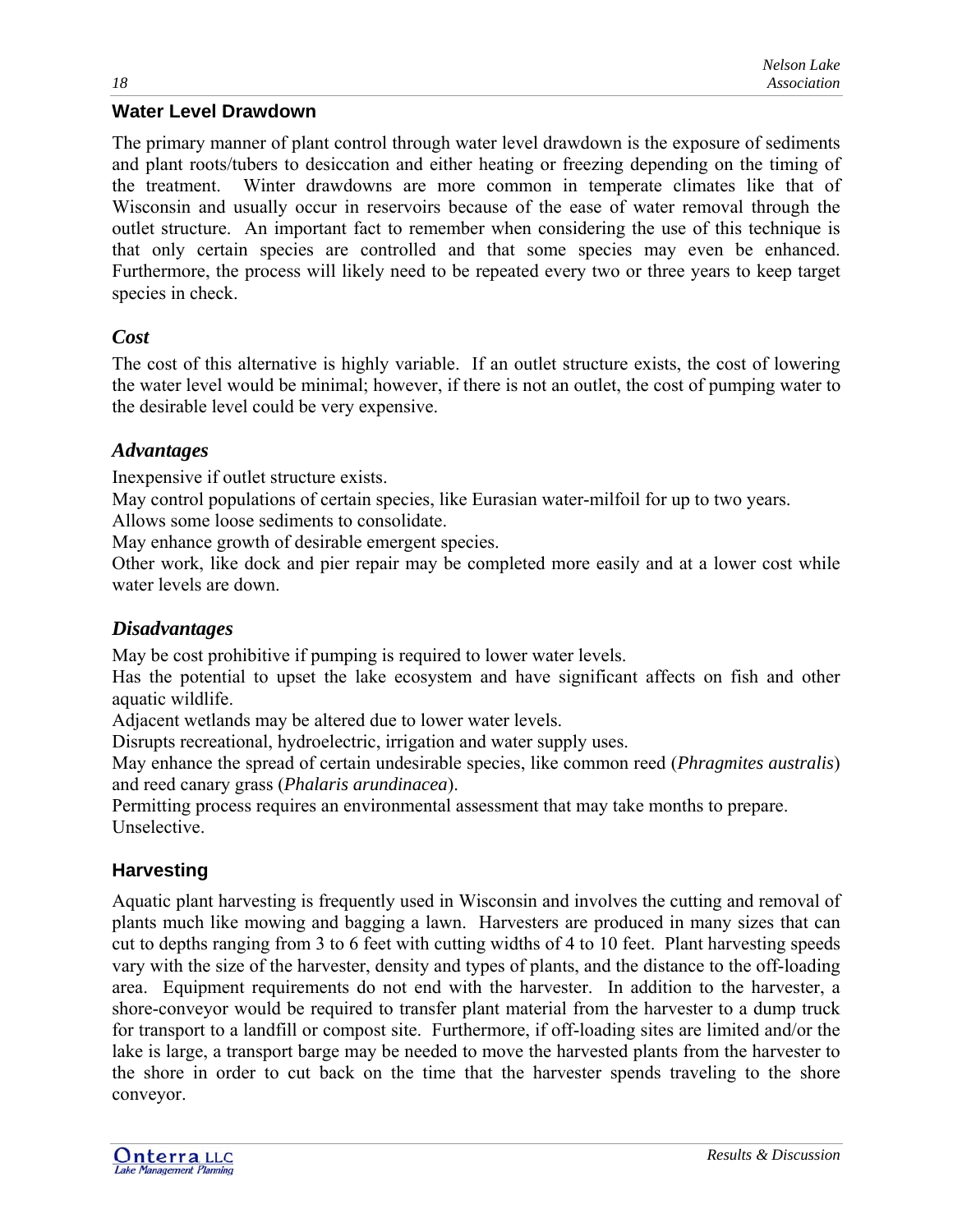## Water Level Drawdown

The primary manner of plant control through water level drawdown is the exposure of sediments and plant roots/tubers to desiccation and either heating or freezing depending on the timing of the treatment. Winter drawdowns are more common in temperate climates like that of Wisconsin and usually occur in reservoirs because of the ease of water removal through the outlet structure. An important fact to remember when considering the use of this technique is that only certain species are controlled and that some species may even be enhanced. Furthermore, the process will likely need to be repeated every two or three years to keep target species in check.

### *Cost*

The cost of this alternative is highly variable. If an outlet structure exists, the cost of lowering the water level would be minimal; however, if there is not an outlet, the cost of pumping water to the desirable level could be very expensive.

### *Advantages*

Inexpensive if outlet structure exists.
May control populations of certain species, like Eurasian water-milfoil for up to two years.
Allows some loose sediments to consolidate.
May enhance growth of desirable emergent species.
Other work, like dock and pier repair may be completed more easily and at a lower cost while water levels are down.

### *Disadvantages*

May be cost prohibitive if pumping is required to lower water levels.
Has the potential to upset the lake ecosystem and have significant affects on fish and other aquatic wildlife.
Adjacent wetlands may be altered due to lower water levels.
Disrupts recreational, hydroelectric, irrigation and water supply uses.
May enhance the spread of certain undesirable species, like common reed (*Phragmites australis*) and reed canary grass (*Phalaris arundinacea*).
Permitting process requires an environmental assessment that may take months to prepare.
Unselective.

## Harvesting

Aquatic plant harvesting is frequently used in Wisconsin and involves the cutting and removal of plants much like mowing and bagging a lawn. Harvesters are produced in many sizes that can cut to depths ranging from 3 to 6 feet with cutting widths of 4 to 10 feet. Plant harvesting speeds vary with the size of the harvester, density and types of plants, and the distance to the off-loading area. Equipment requirements do not end with the harvester. In addition to the harvester, a shore-conveyor would be required to transfer plant material from the harvester to a dump truck for transport to a landfill or compost site. Furthermore, if off-loading sites are limited and/or the lake is large, a transport barge may be needed to move the harvested plants from the harvester to the shore in order to cut back on the time that the harvester spends traveling to the shore conveyor.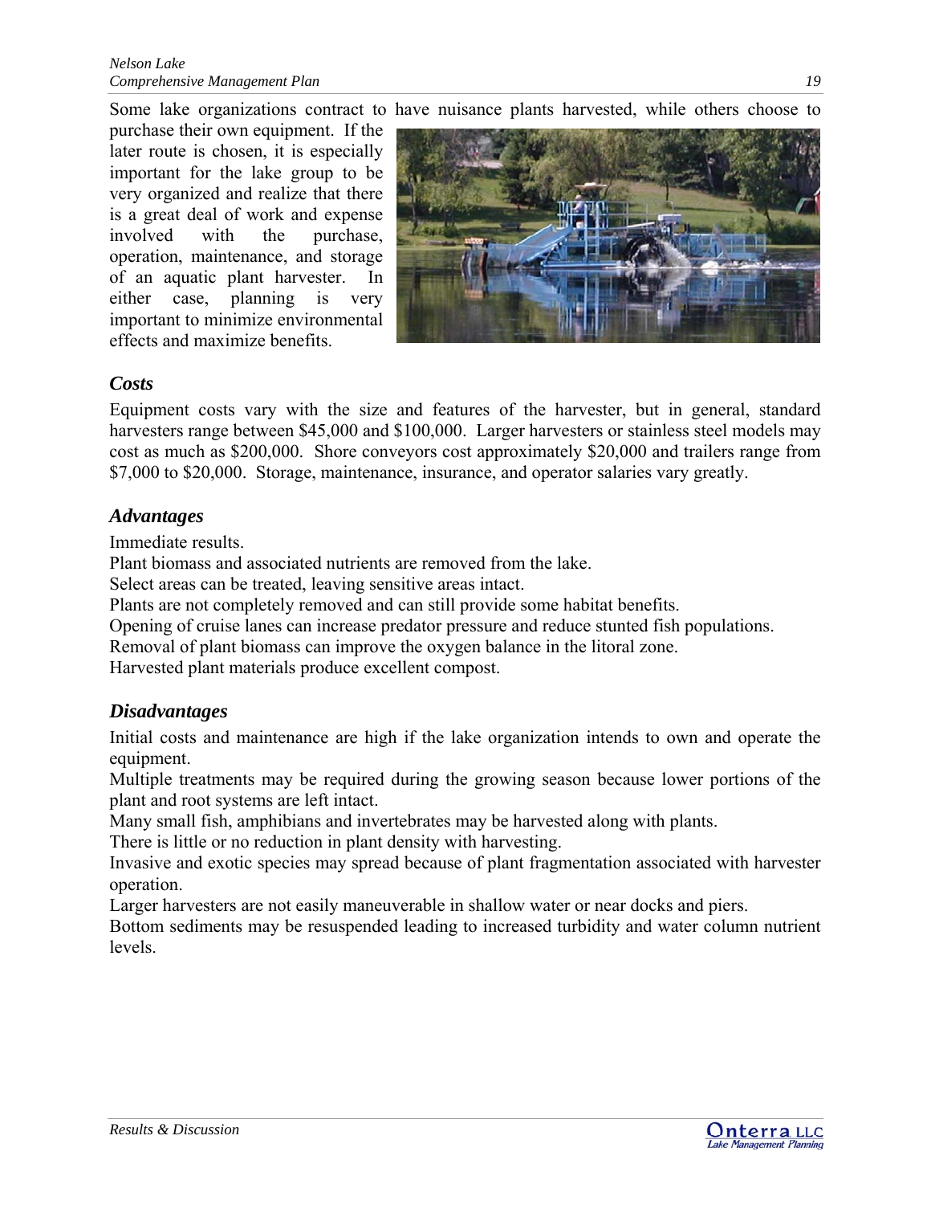Some lake organizations contract to have nuisance plants harvested, while others choose to purchase their own equipment. If the later route is chosen, it is especially important for the lake group to be very organized and realize that there is a great deal of work and expense involved with the purchase, operation, maintenance, and storage of an aquatic plant harvester. In either case, planning is very important to minimize environmental effects and maximize benefits.

### *Costs*

Equipment costs vary with the size and features of the harvester, but in general, standard harvesters range between $45,000 and $100,000. Larger harvesters or stainless steel models may cost as much as $200,000. Shore conveyors cost approximately $20,000 and trailers range from $7,000 to $20,000. Storage, maintenance, insurance, and operator salaries vary greatly.

### *Advantages*

Immediate results.
Plant biomass and associated nutrients are removed from the lake.
Select areas can be treated, leaving sensitive areas intact.
Plants are not completely removed and can still provide some habitat benefits.
Opening of cruise lanes can increase predator pressure and reduce stunted fish populations.
Removal of plant biomass can improve the oxygen balance in the litoral zone.
Harvested plant materials produce excellent compost.

### *Disadvantages*

Initial costs and maintenance are high if the lake organization intends to own and operate the equipment.
Multiple treatments may be required during the growing season because lower portions of the plant and root systems are left intact.
Many small fish, amphibians and invertebrates may be harvested along with plants.
There is little or no reduction in plant density with harvesting.
Invasive and exotic species may spread because of plant fragmentation associated with harvester operation.
Larger harvesters are not easily maneuverable in shallow water or near docks and piers.
Bottom sediments may be resuspended leading to increased turbidity and water column nutrient levels.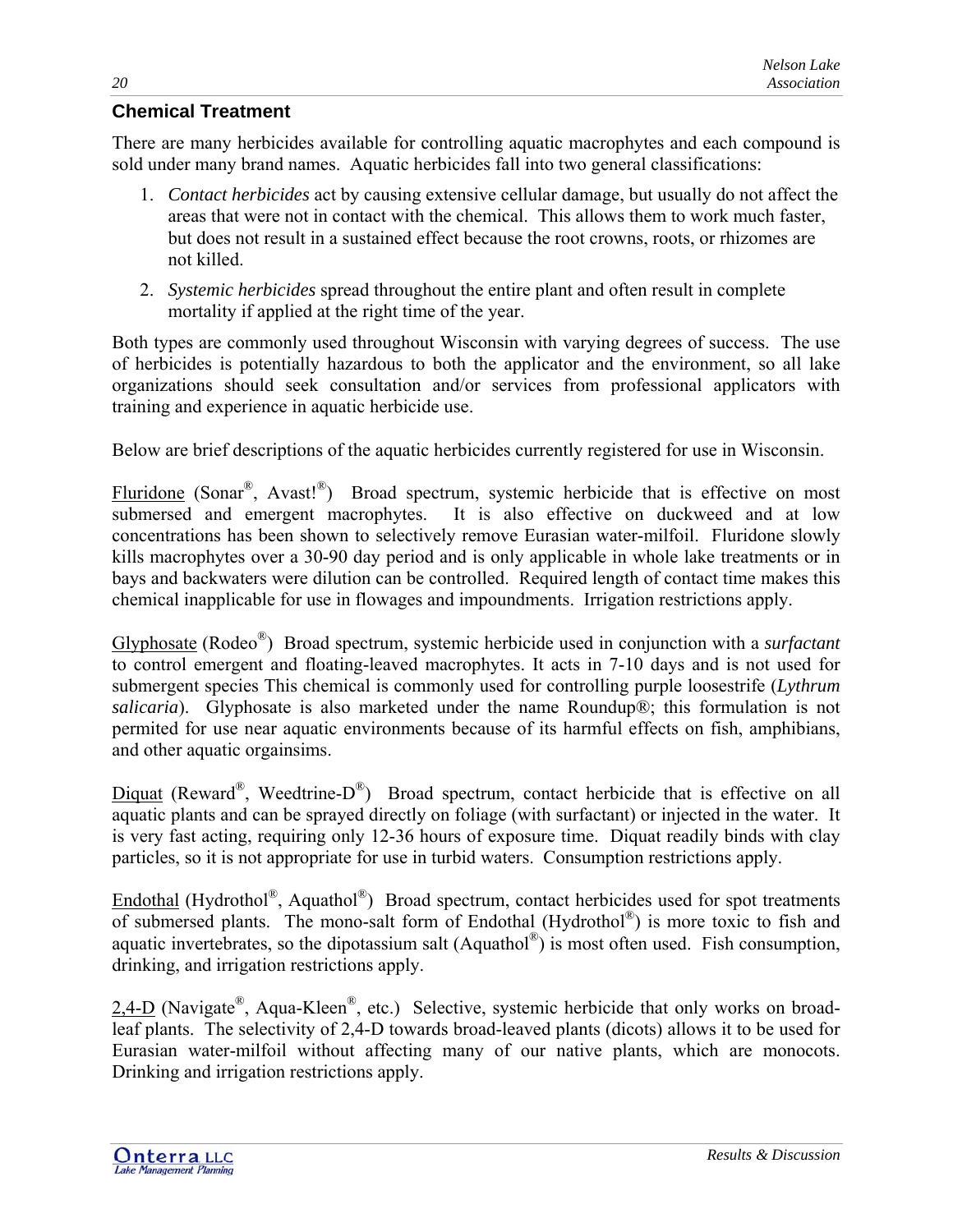## Chemical Treatment

There are many herbicides available for controlling aquatic macrophytes and each compound is sold under many brand names. Aquatic herbicides fall into two general classifications:

1. *Contact herbicides* act by causing extensive cellular damage, but usually do not affect the areas that were not in contact with the chemical. This allows them to work much faster, but does not result in a sustained effect because the root crowns, roots, or rhizomes are not killed.
2. *Systemic herbicides* spread throughout the entire plant and often result in complete mortality if applied at the right time of the year.

Both types are commonly used throughout Wisconsin with varying degrees of success. The use of herbicides is potentially hazardous to both the applicator and the environment, so all lake organizations should seek consultation and/or services from professional applicators with training and experience in aquatic herbicide use.

Below are brief descriptions of the aquatic herbicides currently registered for use in Wisconsin.

Fluridone (Sonar®, Avast!®) Broad spectrum, systemic herbicide that is effective on most submersed and emergent macrophytes. It is also effective on duckweed and at low concentrations has been shown to selectively remove Eurasian water-milfoil. Fluridone slowly kills macrophytes over a 30-90 day period and is only applicable in whole lake treatments or in bays and backwaters were dilution can be controlled. Required length of contact time makes this chemical inapplicable for use in flowages and impoundments. Irrigation restrictions apply.

Glyphosate (Rodeo®) Broad spectrum, systemic herbicide used in conjunction with a *surfactant* to control emergent and floating-leaved macrophytes. It acts in 7-10 days and is not used for submergent species This chemical is commonly used for controlling purple loosestrife (*Lythrum salicaria*). Glyphosate is also marketed under the name Roundup®; this formulation is not permited for use near aquatic environments because of its harmful effects on fish, amphibians, and other aquatic orgainsims.

Diquat (Reward®, Weedtrine-D®) Broad spectrum, contact herbicide that is effective on all aquatic plants and can be sprayed directly on foliage (with surfactant) or injected in the water. It is very fast acting, requiring only 12-36 hours of exposure time. Diquat readily binds with clay particles, so it is not appropriate for use in turbid waters. Consumption restrictions apply.

Endothal (Hydrothol®, Aquathol®) Broad spectrum, contact herbicides used for spot treatments of submersed plants. The mono-salt form of Endothal (Hydrothol®) is more toxic to fish and aquatic invertebrates, so the dipotassium salt (Aquathol®) is most often used. Fish consumption, drinking, and irrigation restrictions apply.

2,4-D (Navigate®, Aqua-Kleen®, etc.) Selective, systemic herbicide that only works on broad-leaf plants. The selectivity of 2,4-D towards broad-leaved plants (dicots) allows it to be used for Eurasian water-milfoil without affecting many of our native plants, which are monocots. Drinking and irrigation restrictions apply.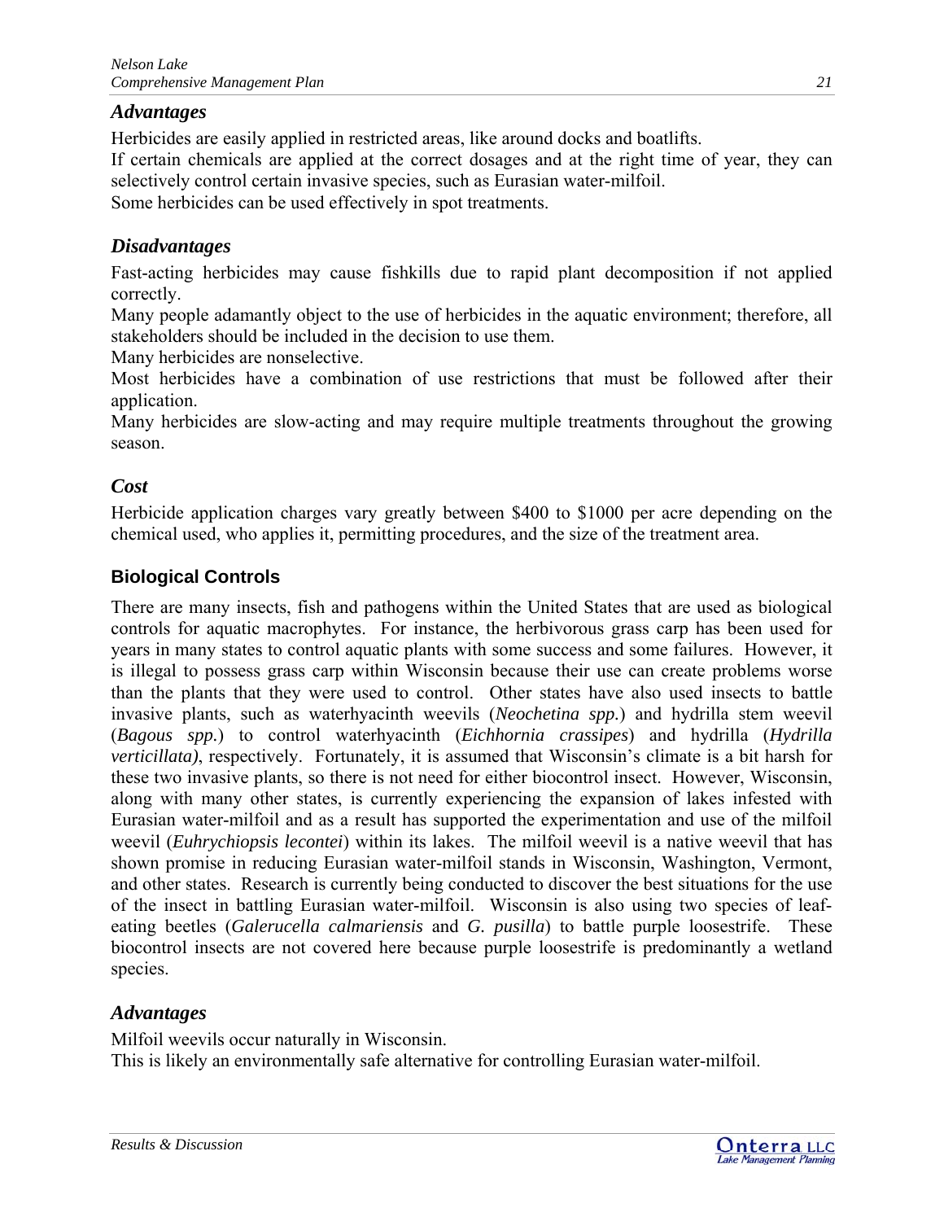### *Advantages*

Herbicides are easily applied in restricted areas, like around docks and boatlifts.

If certain chemicals are applied at the correct dosages and at the right time of year, they can selectively control certain invasive species, such as Eurasian water-milfoil.

Some herbicides can be used effectively in spot treatments.

### *Disadvantages*

Fast-acting herbicides may cause fishkills due to rapid plant decomposition if not applied correctly.

Many people adamantly object to the use of herbicides in the aquatic environment; therefore, all stakeholders should be included in the decision to use them.

Many herbicides are nonselective.

Most herbicides have a combination of use restrictions that must be followed after their application.

Many herbicides are slow-acting and may require multiple treatments throughout the growing season.

### *Cost*

Herbicide application charges vary greatly between $400 to $1000 per acre depending on the chemical used, who applies it, permitting procedures, and the size of the treatment area.

## Biological Controls

There are many insects, fish and pathogens within the United States that are used as biological controls for aquatic macrophytes. For instance, the herbivorous grass carp has been used for years in many states to control aquatic plants with some success and some failures. However, it is illegal to possess grass carp within Wisconsin because their use can create problems worse than the plants that they were used to control. Other states have also used insects to battle invasive plants, such as waterhyacinth weevils (*Neochetina spp.*) and hydrilla stem weevil (*Bagous spp.*) to control waterhyacinth (*Eichhornia crassipes*) and hydrilla (*Hydrilla verticillata)*, respectively. Fortunately, it is assumed that Wisconsin's climate is a bit harsh for these two invasive plants, so there is not need for either biocontrol insect. However, Wisconsin, along with many other states, is currently experiencing the expansion of lakes infested with Eurasian water-milfoil and as a result has supported the experimentation and use of the milfoil weevil (*Euhrychiopsis lecontei*) within its lakes. The milfoil weevil is a native weevil that has shown promise in reducing Eurasian water-milfoil stands in Wisconsin, Washington, Vermont, and other states. Research is currently being conducted to discover the best situations for the use of the insect in battling Eurasian water-milfoil. Wisconsin is also using two species of leaf-eating beetles (*Galerucella calmariensis* and *G. pusilla*) to battle purple loosestrife. These biocontrol insects are not covered here because purple loosestrife is predominantly a wetland species.

### *Advantages*

Milfoil weevils occur naturally in Wisconsin.

This is likely an environmentally safe alternative for controlling Eurasian water-milfoil.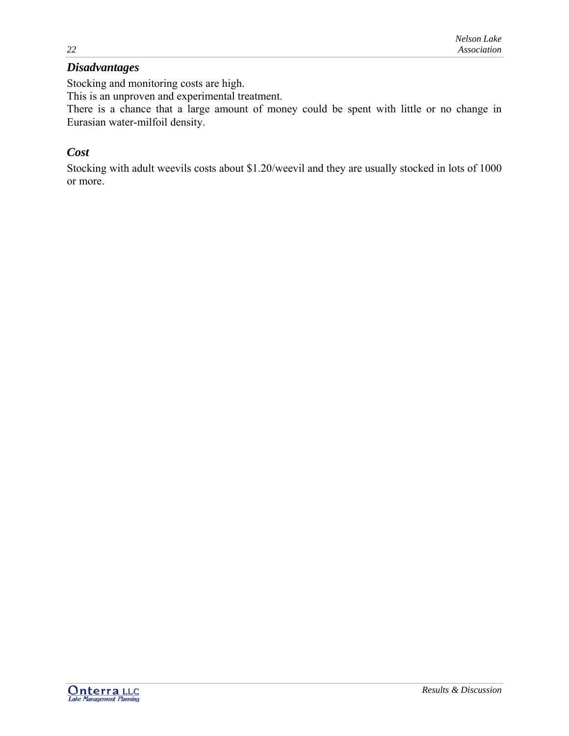### *Disadvantages*

Stocking and monitoring costs are high.
This is an unproven and experimental treatment.
There is a chance that a large amount of money could be spent with little or no change in Eurasian water-milfoil density.

### *Cost*

Stocking with adult weevils costs about $1.20/weevil and they are usually stocked in lots of 1000 or more.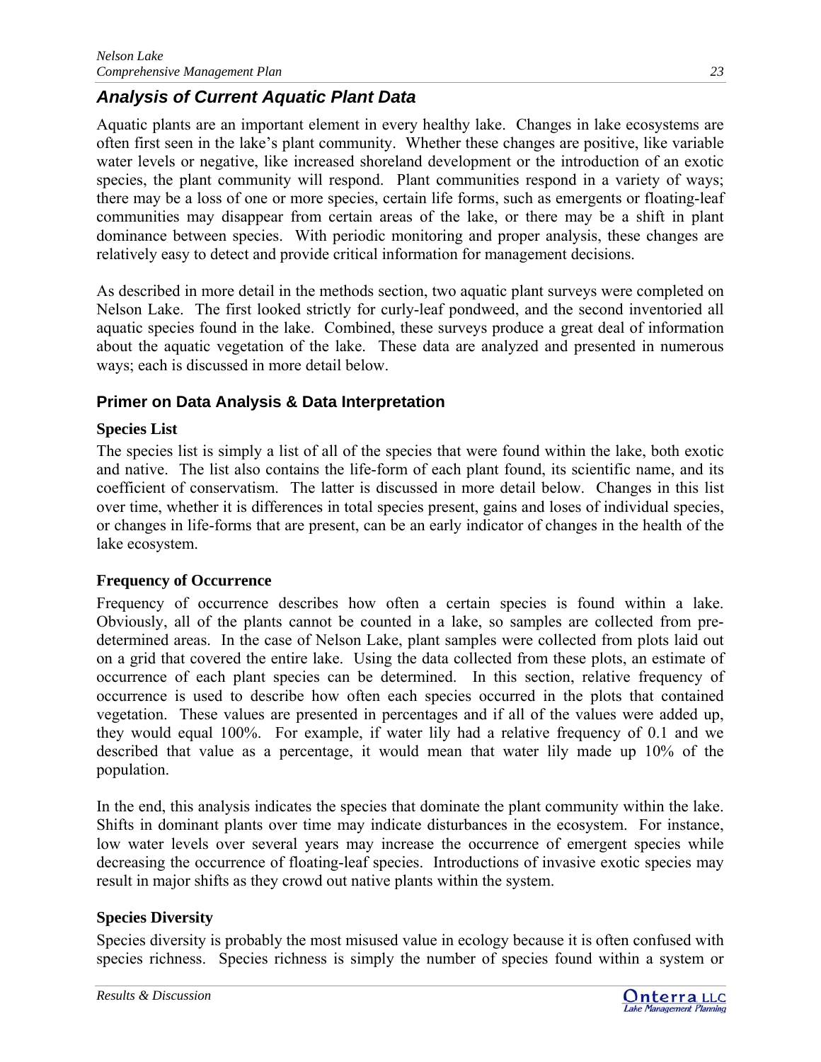## Analysis of Current Aquatic Plant Data

Aquatic plants are an important element in every healthy lake. Changes in lake ecosystems are often first seen in the lake's plant community. Whether these changes are positive, like variable water levels or negative, like increased shoreland development or the introduction of an exotic species, the plant community will respond. Plant communities respond in a variety of ways; there may be a loss of one or more species, certain life forms, such as emergents or floating-leaf communities may disappear from certain areas of the lake, or there may be a shift in plant dominance between species. With periodic monitoring and proper analysis, these changes are relatively easy to detect and provide critical information for management decisions.

As described in more detail in the methods section, two aquatic plant surveys were completed on Nelson Lake. The first looked strictly for curly-leaf pondweed, and the second inventoried all aquatic species found in the lake. Combined, these surveys produce a great deal of information about the aquatic vegetation of the lake. These data are analyzed and presented in numerous ways; each is discussed in more detail below.

### Primer on Data Analysis & Data Interpretation

**Species List**

The species list is simply a list of all of the species that were found within the lake, both exotic and native. The list also contains the life-form of each plant found, its scientific name, and its coefficient of conservatism. The latter is discussed in more detail below. Changes in this list over time, whether it is differences in total species present, gains and loses of individual species, or changes in life-forms that are present, can be an early indicator of changes in the health of the lake ecosystem.

**Frequency of Occurrence**

Frequency of occurrence describes how often a certain species is found within a lake. Obviously, all of the plants cannot be counted in a lake, so samples are collected from pre-determined areas. In the case of Nelson Lake, plant samples were collected from plots laid out on a grid that covered the entire lake. Using the data collected from these plots, an estimate of occurrence of each plant species can be determined. In this section, relative frequency of occurrence is used to describe how often each species occurred in the plots that contained vegetation. These values are presented in percentages and if all of the values were added up, they would equal 100%. For example, if water lily had a relative frequency of 0.1 and we described that value as a percentage, it would mean that water lily made up 10% of the population.

In the end, this analysis indicates the species that dominate the plant community within the lake. Shifts in dominant plants over time may indicate disturbances in the ecosystem. For instance, low water levels over several years may increase the occurrence of emergent species while decreasing the occurrence of floating-leaf species. Introductions of invasive exotic species may result in major shifts as they crowd out native plants within the system.

**Species Diversity**

Species diversity is probably the most misused value in ecology because it is often confused with species richness. Species richness is simply the number of species found within a system or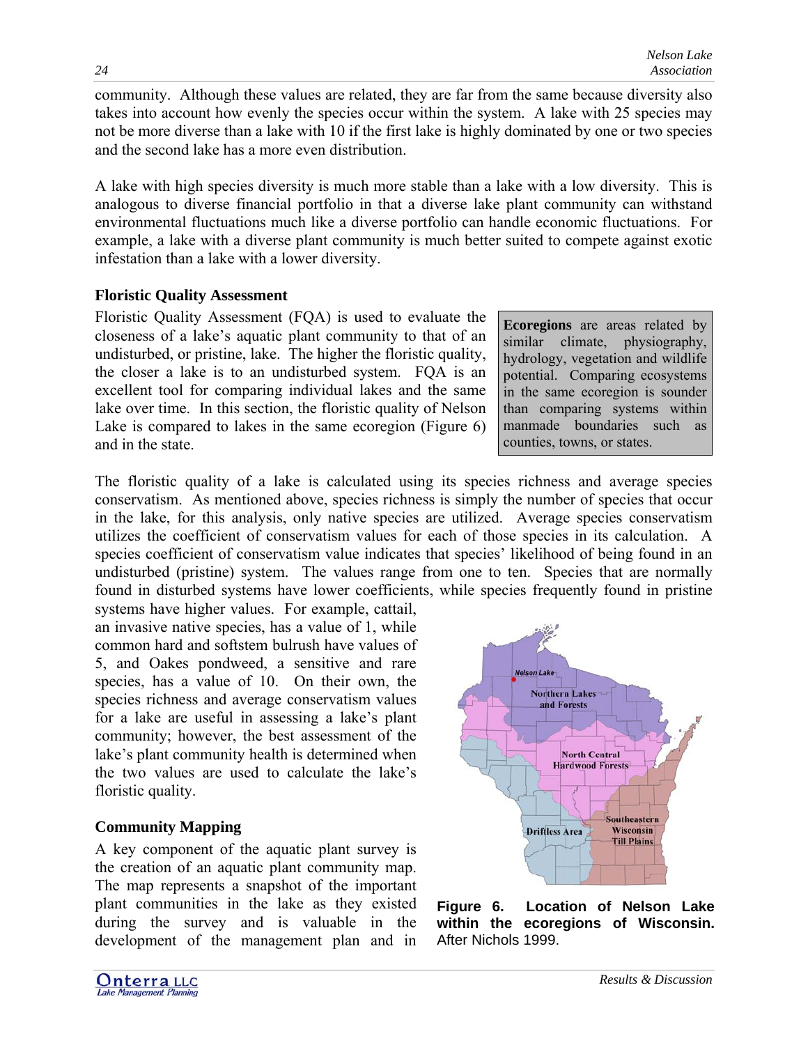community. Although these values are related, they are far from the same because diversity also takes into account how evenly the species occur within the system. A lake with 25 species may not be more diverse than a lake with 10 if the first lake is highly dominated by one or two species and the second lake has a more even distribution.

A lake with high species diversity is much more stable than a lake with a low diversity. This is analogous to diverse financial portfolio in that a diverse lake plant community can withstand environmental fluctuations much like a diverse portfolio can handle economic fluctuations. For example, a lake with a diverse plant community is much better suited to compete against exotic infestation than a lake with a lower diversity.

### Floristic Quality Assessment

Floristic Quality Assessment (FQA) is used to evaluate the closeness of a lake's aquatic plant community to that of an undisturbed, or pristine, lake. The higher the floristic quality, the closer a lake is to an undisturbed system. FQA is an excellent tool for comparing individual lakes and the same lake over time. In this section, the floristic quality of Nelson Lake is compared to lakes in the same ecoregion (Figure 6) and in the state.

**Ecoregions** are areas related by similar climate, physiography, hydrology, vegetation and wildlife potential. Comparing ecosystems in the same ecoregion is sounder than comparing systems within manmade boundaries such as counties, towns, or states.

The floristic quality of a lake is calculated using its species richness and average species conservatism. As mentioned above, species richness is simply the number of species that occur in the lake, for this analysis, only native species are utilized. Average species conservatism utilizes the coefficient of conservatism values for each of those species in its calculation. A species coefficient of conservatism value indicates that species' likelihood of being found in an undisturbed (pristine) system. The values range from one to ten. Species that are normally found in disturbed systems have lower coefficients, while species frequently found in pristine systems have higher values. For example, cattail, an invasive native species, has a value of 1, while common hard and softstem bulrush have values of 5, and Oakes pondweed, a sensitive and rare species, has a value of 10. On their own, the species richness and average conservatism values for a lake are useful in assessing a lake's plant community; however, the best assessment of the lake's plant community health is determined when the two values are used to calculate the lake's floristic quality.

**Figure 6. Location of Nelson Lake within the ecoregions of Wisconsin.** After Nichols 1999.

### Community Mapping

A key component of the aquatic plant survey is the creation of an aquatic plant community map. The map represents a snapshot of the important plant communities in the lake as they existed during the survey and is valuable in the development of the management plan and in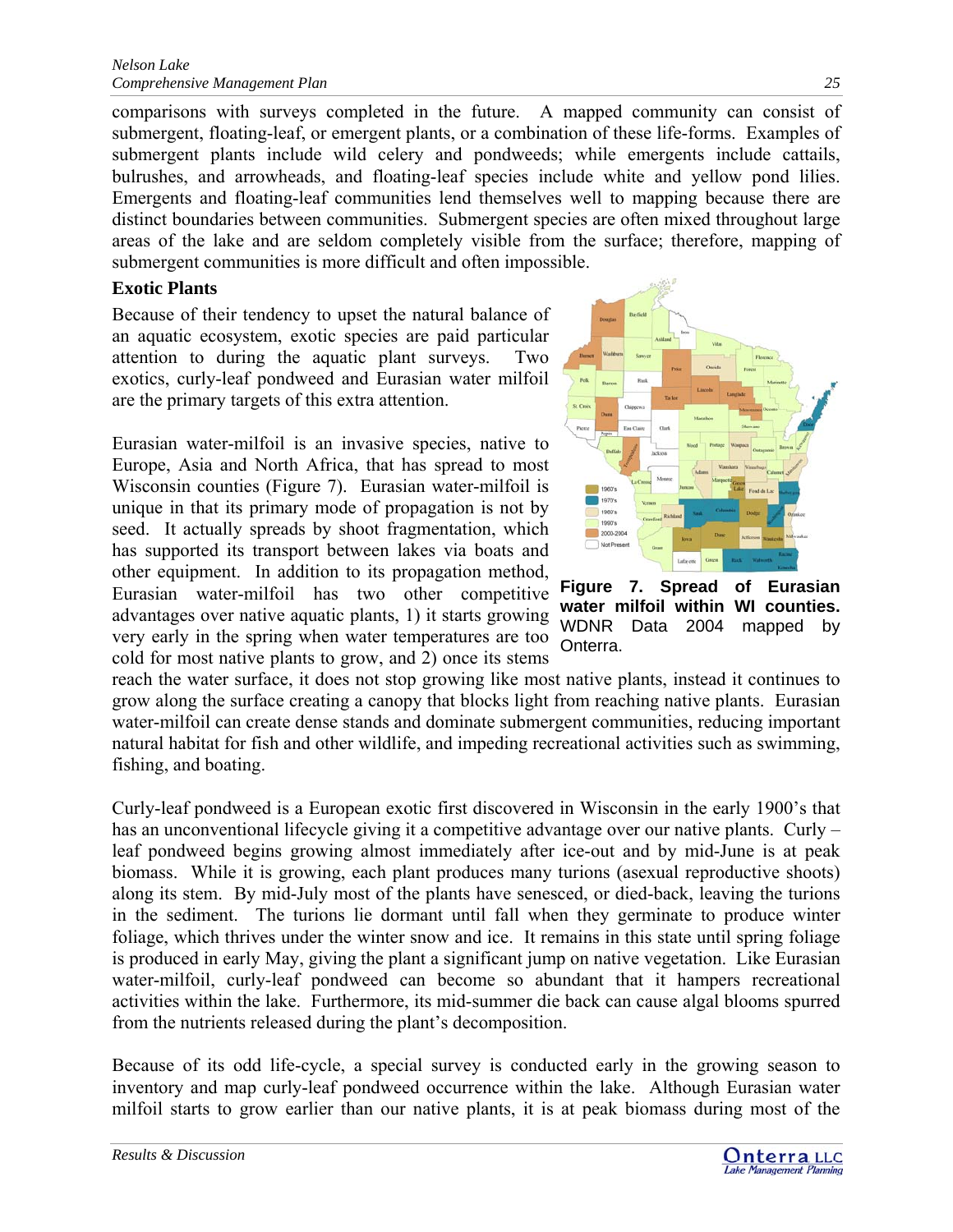comparisons with surveys completed in the future. A mapped community can consist of submergent, floating-leaf, or emergent plants, or a combination of these life-forms. Examples of submergent plants include wild celery and pondweeds; while emergents include cattails, bulrushes, and arrowheads, and floating-leaf species include white and yellow pond lilies. Emergents and floating-leaf communities lend themselves well to mapping because there are distinct boundaries between communities. Submergent species are often mixed throughout large areas of the lake and are seldom completely visible from the surface; therefore, mapping of submergent communities is more difficult and often impossible.

### Exotic Plants

Because of their tendency to upset the natural balance of an aquatic ecosystem, exotic species are paid particular attention to during the aquatic plant surveys. Two exotics, curly-leaf pondweed and Eurasian water milfoil are the primary targets of this extra attention.

Eurasian water-milfoil is an invasive species, native to Europe, Asia and North Africa, that has spread to most Wisconsin counties (Figure 7). Eurasian water-milfoil is unique in that its primary mode of propagation is not by seed. It actually spreads by shoot fragmentation, which has supported its transport between lakes via boats and other equipment. In addition to its propagation method, Eurasian water-milfoil has two other competitive advantages over native aquatic plants, 1) it starts growing very early in the spring when water temperatures are too cold for most native plants to grow, and 2) once its stems reach the water surface, it does not stop growing like most native plants, instead it continues to grow along the surface creating a canopy that blocks light from reaching native plants. Eurasian water-milfoil can create dense stands and dominate submergent communities, reducing important natural habitat for fish and other wildlife, and impeding recreational activities such as swimming, fishing, and boating.

**Figure 7. Spread of Eurasian water milfoil within WI counties.** WDNR Data 2004 mapped by Onterra.

Curly-leaf pondweed is a European exotic first discovered in Wisconsin in the early 1900's that has an unconventional lifecycle giving it a competitive advantage over our native plants. Curly – leaf pondweed begins growing almost immediately after ice-out and by mid-June is at peak biomass. While it is growing, each plant produces many turions (asexual reproductive shoots) along its stem. By mid-July most of the plants have senesced, or died-back, leaving the turions in the sediment. The turions lie dormant until fall when they germinate to produce winter foliage, which thrives under the winter snow and ice. It remains in this state until spring foliage is produced in early May, giving the plant a significant jump on native vegetation. Like Eurasian water-milfoil, curly-leaf pondweed can become so abundant that it hampers recreational activities within the lake. Furthermore, its mid-summer die back can cause algal blooms spurred from the nutrients released during the plant's decomposition.

Because of its odd life-cycle, a special survey is conducted early in the growing season to inventory and map curly-leaf pondweed occurrence within the lake. Although Eurasian water milfoil starts to grow earlier than our native plants, it is at peak biomass during most of the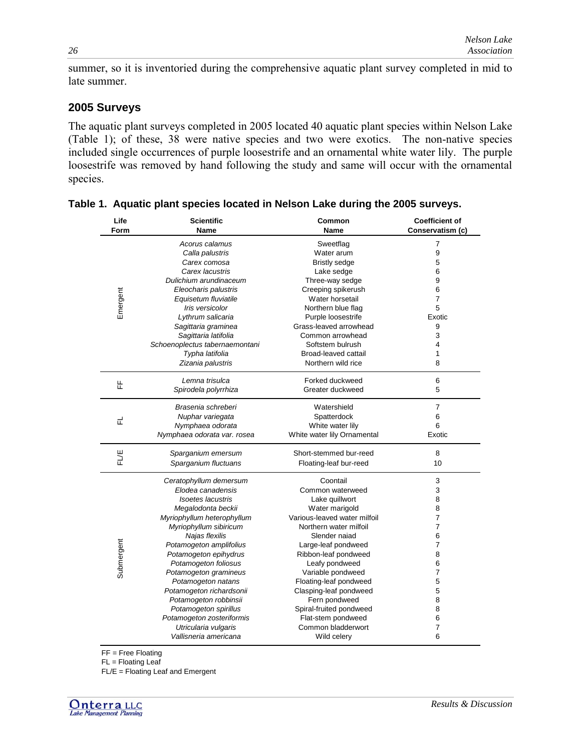summer, so it is inventoried during the comprehensive aquatic plant survey completed in mid to late summer.

## 2005 Surveys

The aquatic plant surveys completed in 2005 located 40 aquatic plant species within Nelson Lake (Table 1); of these, 38 were native species and two were exotics. The non-native species included single occurrences of purple loosestrife and an ornamental white water lily. The purple loosestrife was removed by hand following the study and same will occur with the ornamental species.

**Table 1. Aquatic plant species located in Nelson Lake during the 2005 surveys.**

| Life Form | Scientific Name | Common Name | Coefficient of Conservatism (c) |
|---|---|---|---|
| Emergent | *Acorus calamus* | Sweetflag | 7 |
| | *Calla palustris* | Water arum | 9 |
| | *Carex comosa* | Bristly sedge | 5 |
| | *Carex lacustris* | Lake sedge | 6 |
| | *Dulichium arundinaceum* | Three-way sedge | 9 |
| | *Eleocharis palustris* | Creeping spikerush | 6 |
| | *Equisetum fluviatile* | Water horsetail | 7 |
| | *Iris versicolor* | Northern blue flag | 5 |
| | *Lythrum salicaria* | Purple loosestrife | Exotic |
| | *Sagittaria graminea* | Grass-leaved arrowhead | 9 |
| | *Sagittaria latifolia* | Common arrowhead | 3 |
| | *Schoenoplectus tabernaemontani* | Softstem bulrush | 4 |
| | *Typha latifolia* | Broad-leaved cattail | 1 |
| | *Zizania palustris* | Northern wild rice | 8 |
| FF | *Lemna trisulca* | Forked duckweed | 6 |
| | *Spirodela polyrrhiza* | Greater duckweed | 5 |
| FL | *Brasenia schreberi* | Watershield | 7 |
| | *Nuphar variegata* | Spatterdock | 6 |
| | *Nymphaea odorata* | White water lily | 6 |
| | *Nymphaea odorata var. rosea* | White water lily Ornamental | Exotic |
| FL/E | *Sparganium emersum* | Short-stemmed bur-reed | 8 |
| | *Sparganium fluctuans* | Floating-leaf bur-reed | 10 |
| Submergent | *Ceratophyllum demersum* | Coontail | 3 |
| | *Elodea canadensis* | Common waterweed | 3 |
| | *Isoetes lacustris* | Lake quillwort | 8 |
| | *Megalodonta beckii* | Water marigold | 8 |
| | *Myriophyllum heterophyllum* | Various-leaved water milfoil | 7 |
| | *Myriophyllum sibiricum* | Northern water milfoil | 7 |
| | *Najas flexilis* | Slender naiad | 6 |
| | *Potamogeton amplifolius* | Large-leaf pondweed | 7 |
| | *Potamogeton epihydrus* | Ribbon-leaf pondweed | 8 |
| | *Potamogeton foliosus* | Leafy pondweed | 6 |
| | *Potamogeton gramineus* | Variable pondweed | 7 |
| | *Potamogeton natans* | Floating-leaf pondweed | 5 |
| | *Potamogeton richardsonii* | Clasping-leaf pondweed | 5 |
| | *Potamogeton robbinsii* | Fern pondweed | 8 |
| | *Potamogeton spirillus* | Spiral-fruited pondweed | 8 |
| | *Potamogeton zosteriformis* | Flat-stem pondweed | 6 |
| | *Utricularia vulgaris* | Common bladderwort | 7 |
| | *Vallisneria americana* | Wild celery | 6 |

FF = Free Floating
FL = Floating Leaf
FL/E = Floating Leaf and Emergent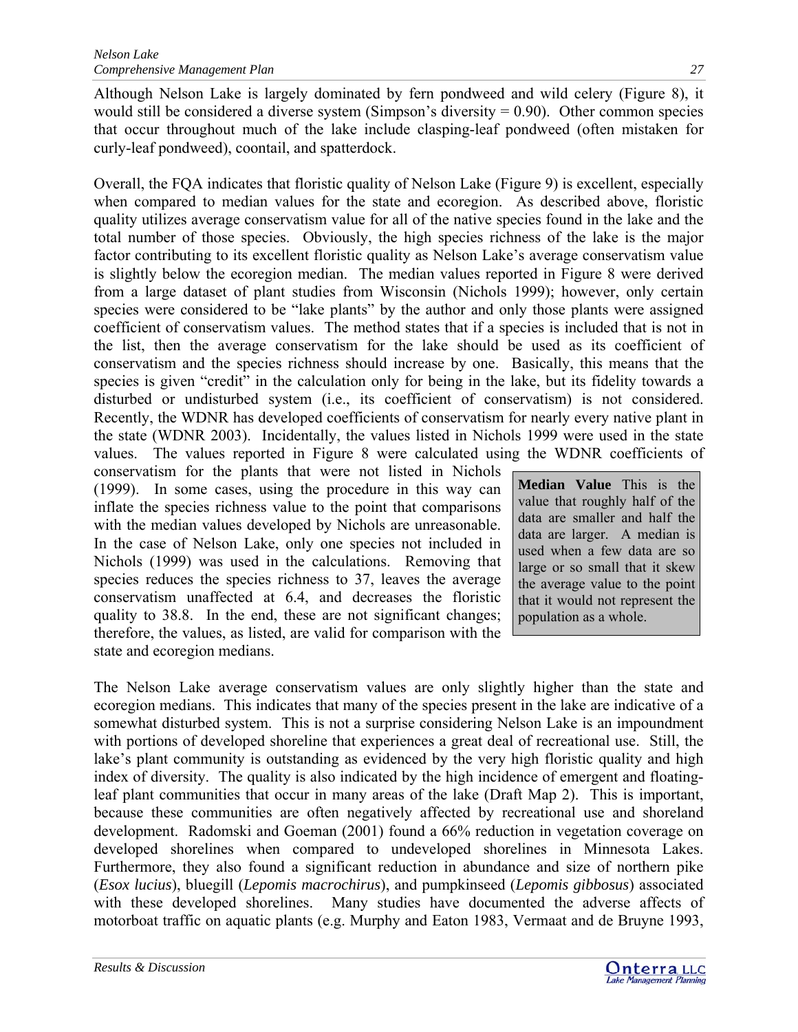Although Nelson Lake is largely dominated by fern pondweed and wild celery (Figure 8), it would still be considered a diverse system (Simpson's diversity = 0.90). Other common species that occur throughout much of the lake include clasping-leaf pondweed (often mistaken for curly-leaf pondweed), coontail, and spatterdock.

Overall, the FQA indicates that floristic quality of Nelson Lake (Figure 9) is excellent, especially when compared to median values for the state and ecoregion. As described above, floristic quality utilizes average conservatism value for all of the native species found in the lake and the total number of those species. Obviously, the high species richness of the lake is the major factor contributing to its excellent floristic quality as Nelson Lake's average conservatism value is slightly below the ecoregion median. The median values reported in Figure 8 were derived from a large dataset of plant studies from Wisconsin (Nichols 1999); however, only certain species were considered to be "lake plants" by the author and only those plants were assigned coefficient of conservatism values. The method states that if a species is included that is not in the list, then the average conservatism for the lake should be used as its coefficient of conservatism and the species richness should increase by one. Basically, this means that the species is given "credit" in the calculation only for being in the lake, but its fidelity towards a disturbed or undisturbed system (i.e., its coefficient of conservatism) is not considered. Recently, the WDNR has developed coefficients of conservatism for nearly every native plant in the state (WDNR 2003). Incidentally, the values listed in Nichols 1999 were used in the state values. The values reported in Figure 8 were calculated using the WDNR coefficients of conservatism for the plants that were not listed in Nichols (1999). In some cases, using the procedure in this way can inflate the species richness value to the point that comparisons with the median values developed by Nichols are unreasonable. In the case of Nelson Lake, only one species not included in Nichols (1999) was used in the calculations. Removing that species reduces the species richness to 37, leaves the average conservatism unaffected at 6.4, and decreases the floristic quality to 38.8. In the end, these are not significant changes; therefore, the values, as listed, are valid for comparison with the state and ecoregion medians.

> **Median Value** This is the value that roughly half of the data are smaller and half the data are larger. A median is used when a few data are so large or so small that it skew the average value to the point that it would not represent the population as a whole.

The Nelson Lake average conservatism values are only slightly higher than the state and ecoregion medians. This indicates that many of the species present in the lake are indicative of a somewhat disturbed system. This is not a surprise considering Nelson Lake is an impoundment with portions of developed shoreline that experiences a great deal of recreational use. Still, the lake's plant community is outstanding as evidenced by the very high floristic quality and high index of diversity. The quality is also indicated by the high incidence of emergent and floating-leaf plant communities that occur in many areas of the lake (Draft Map 2). This is important, because these communities are often negatively affected by recreational use and shoreland development. Radomski and Goeman (2001) found a 66% reduction in vegetation coverage on developed shorelines when compared to undeveloped shorelines in Minnesota Lakes. Furthermore, they also found a significant reduction in abundance and size of northern pike (*Esox lucius*), bluegill (*Lepomis macrochirus*), and pumpkinseed (*Lepomis gibbosus*) associated with these developed shorelines. Many studies have documented the adverse affects of motorboat traffic on aquatic plants (e.g. Murphy and Eaton 1983, Vermaat and de Bruyne 1993,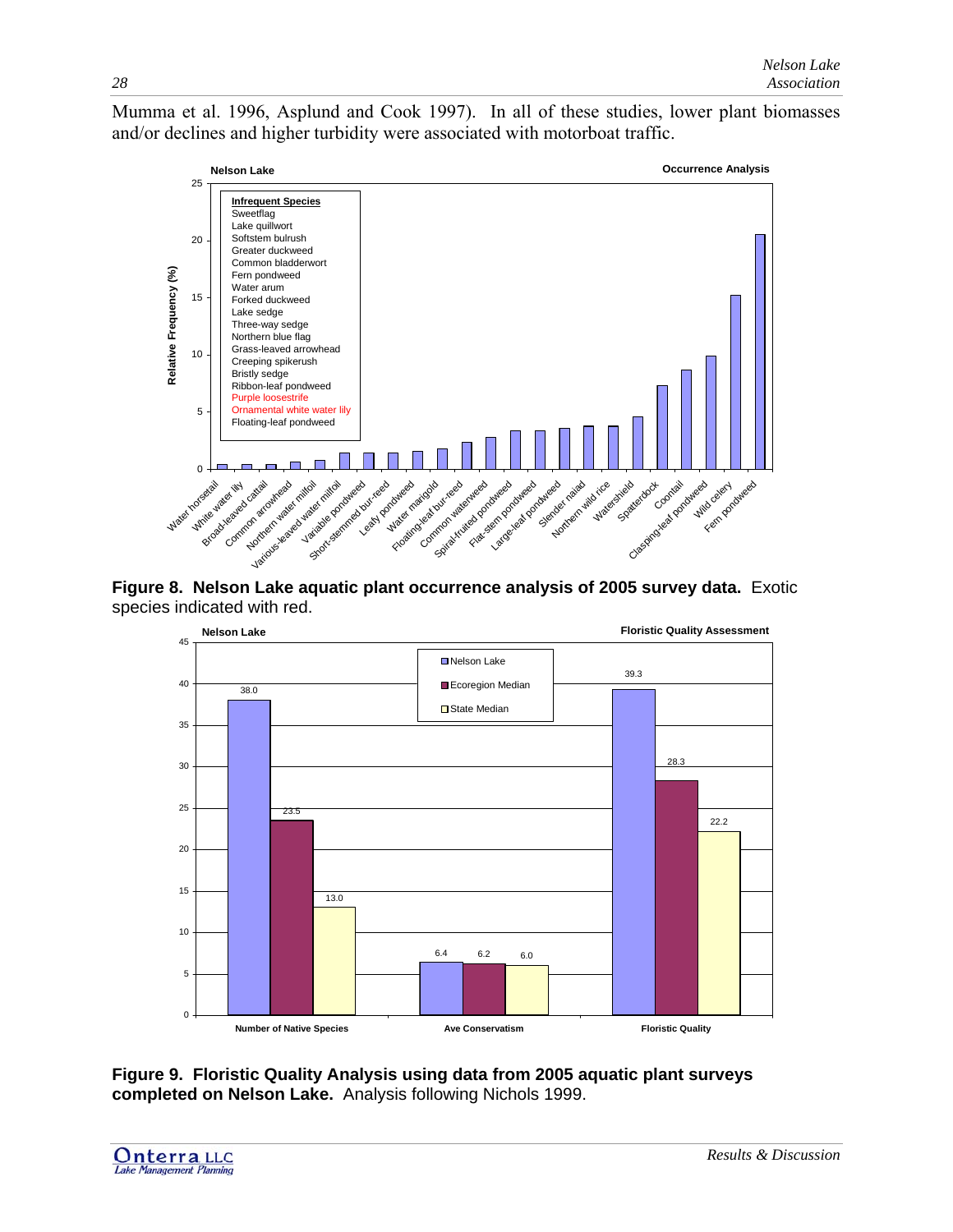Mumma et al. 1996, Asplund and Cook 1997). In all of these studies, lower plant biomasses and/or declines and higher turbidity were associated with motorboat traffic.

**Figure 8. Nelson Lake aquatic plant occurrence analysis of 2005 survey data.** Exotic species indicated with red.

**Figure 9. Floristic Quality Analysis using data from 2005 aquatic plant surveys completed on Nelson Lake.** Analysis following Nichols 1999.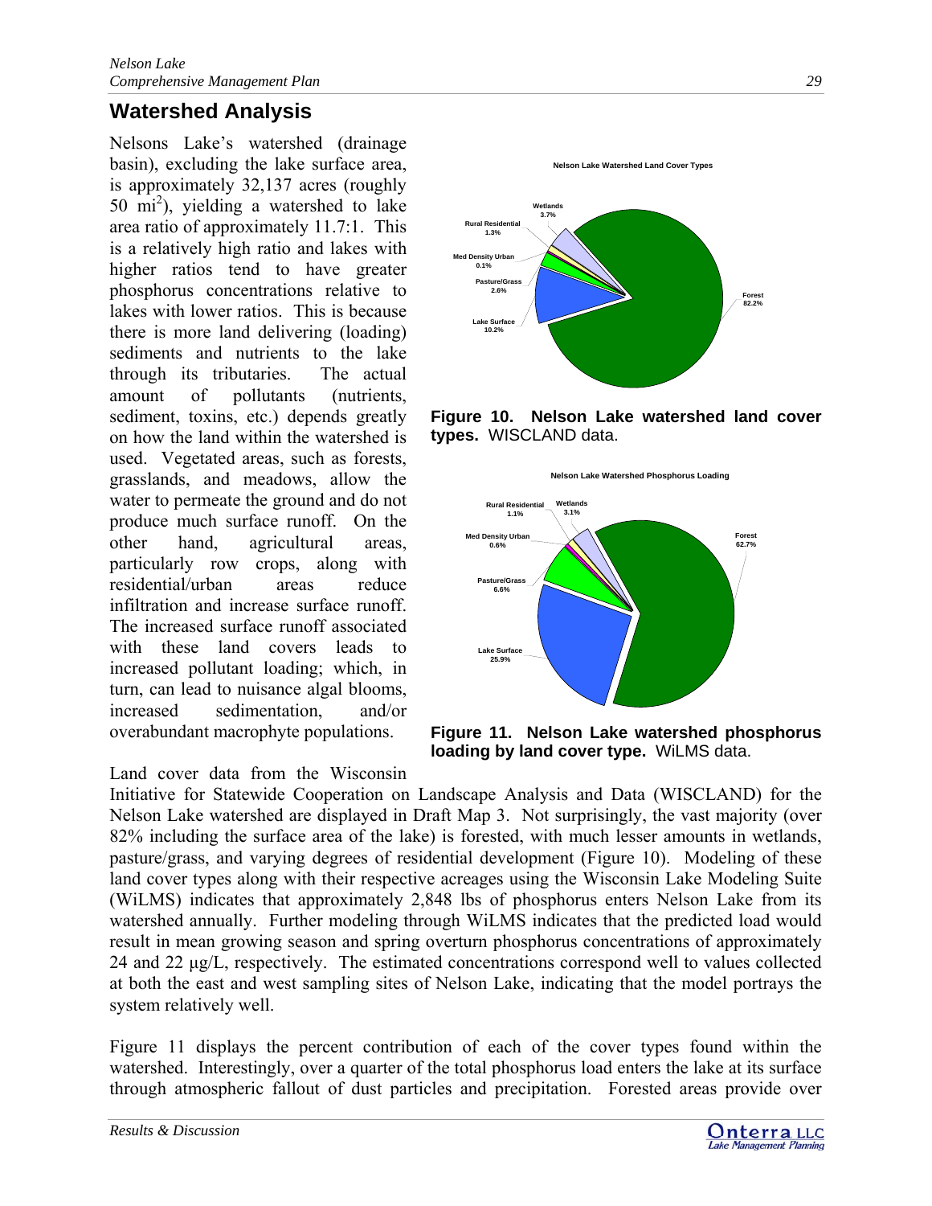## Watershed Analysis

Nelsons Lake's watershed (drainage basin), excluding the lake surface area, is approximately 32,137 acres (roughly 50 mi$^2$), yielding a watershed to lake area ratio of approximately 11.7:1. This is a relatively high ratio and lakes with higher ratios tend to have greater phosphorus concentrations relative to lakes with lower ratios. This is because there is more land delivering (loading) sediments and nutrients to the lake through its tributaries. The actual amount of pollutants (nutrients, sediment, toxins, etc.) depends greatly on how the land within the watershed is used. Vegetated areas, such as forests, grasslands, and meadows, allow the water to permeate the ground and do not produce much surface runoff. On the other hand, agricultural areas, particularly row crops, along with residential/urban areas reduce infiltration and increase surface runoff. The increased surface runoff associated with these land covers leads to increased pollutant loading; which, in turn, can lead to nuisance algal blooms, increased sedimentation, and/or overabundant macrophyte populations.

**Figure 10. Nelson Lake watershed land cover types.** WISCLAND data.

**Figure 11. Nelson Lake watershed phosphorus loading by land cover type.** WiLMS data.

Land cover data from the Wisconsin Initiative for Statewide Cooperation on Landscape Analysis and Data (WISCLAND) for the Nelson Lake watershed are displayed in Draft Map 3. Not surprisingly, the vast majority (over 82% including the surface area of the lake) is forested, with much lesser amounts in wetlands, pasture/grass, and varying degrees of residential development (Figure 10). Modeling of these land cover types along with their respective acreages using the Wisconsin Lake Modeling Suite (WiLMS) indicates that approximately 2,848 lbs of phosphorus enters Nelson Lake from its watershed annually. Further modeling through WiLMS indicates that the predicted load would result in mean growing season and spring overturn phosphorus concentrations of approximately 24 and 22 µg/L, respectively. The estimated concentrations correspond well to values collected at both the east and west sampling sites of Nelson Lake, indicating that the model portrays the system relatively well.

Figure 11 displays the percent contribution of each of the cover types found within the watershed. Interestingly, over a quarter of the total phosphorus load enters the lake at its surface through atmospheric fallout of dust particles and precipitation. Forested areas provide over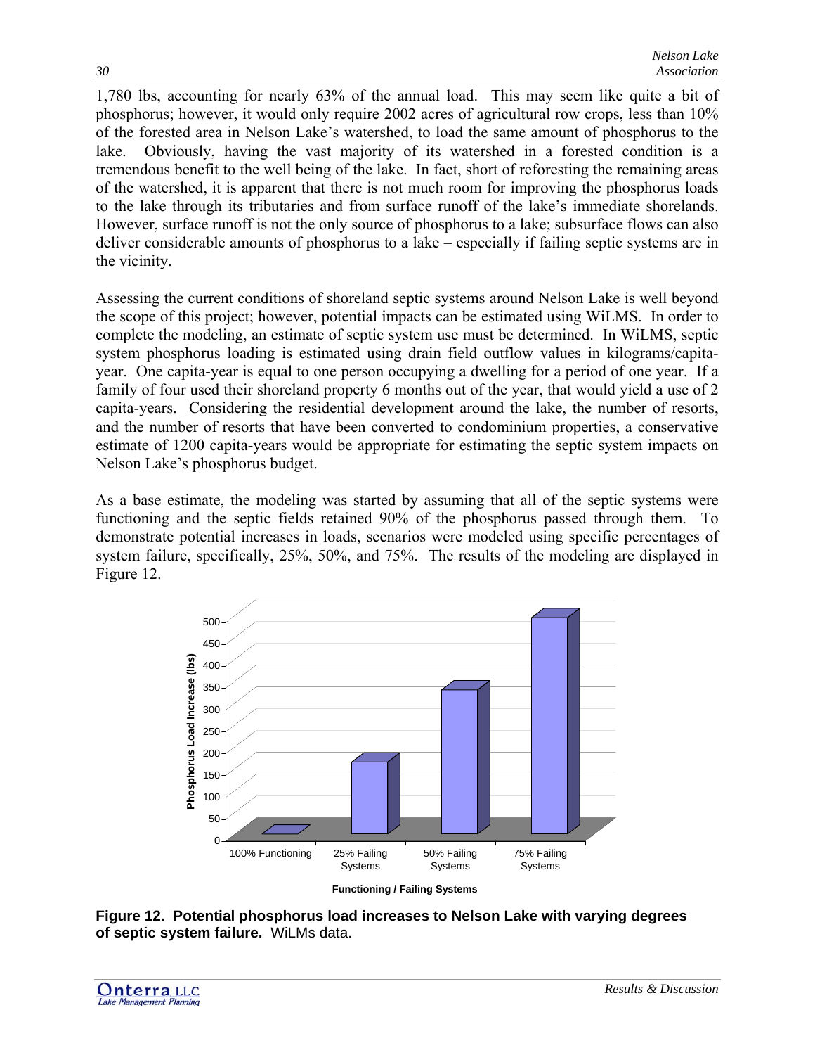1,780 lbs, accounting for nearly 63% of the annual load. This may seem like quite a bit of phosphorus; however, it would only require 2002 acres of agricultural row crops, less than 10% of the forested area in Nelson Lake's watershed, to load the same amount of phosphorus to the lake. Obviously, having the vast majority of its watershed in a forested condition is a tremendous benefit to the well being of the lake. In fact, short of reforesting the remaining areas of the watershed, it is apparent that there is not much room for improving the phosphorus loads to the lake through its tributaries and from surface runoff of the lake's immediate shorelands. However, surface runoff is not the only source of phosphorus to a lake; subsurface flows can also deliver considerable amounts of phosphorus to a lake – especially if failing septic systems are in the vicinity.

Assessing the current conditions of shoreland septic systems around Nelson Lake is well beyond the scope of this project; however, potential impacts can be estimated using WiLMS. In order to complete the modeling, an estimate of septic system use must be determined. In WiLMS, septic system phosphorus loading is estimated using drain field outflow values in kilograms/capita-year. One capita-year is equal to one person occupying a dwelling for a period of one year. If a family of four used their shoreland property 6 months out of the year, that would yield a use of 2 capita-years. Considering the residential development around the lake, the number of resorts, and the number of resorts that have been converted to condominium properties, a conservative estimate of 1200 capita-years would be appropriate for estimating the septic system impacts on Nelson Lake's phosphorus budget.

As a base estimate, the modeling was started by assuming that all of the septic systems were functioning and the septic fields retained 90% of the phosphorus passed through them. To demonstrate potential increases in loads, scenarios were modeled using specific percentages of system failure, specifically, 25%, 50%, and 75%. The results of the modeling are displayed in Figure 12.

**Figure 12. Potential phosphorus load increases to Nelson Lake with varying degrees of septic system failure.** WiLMs data.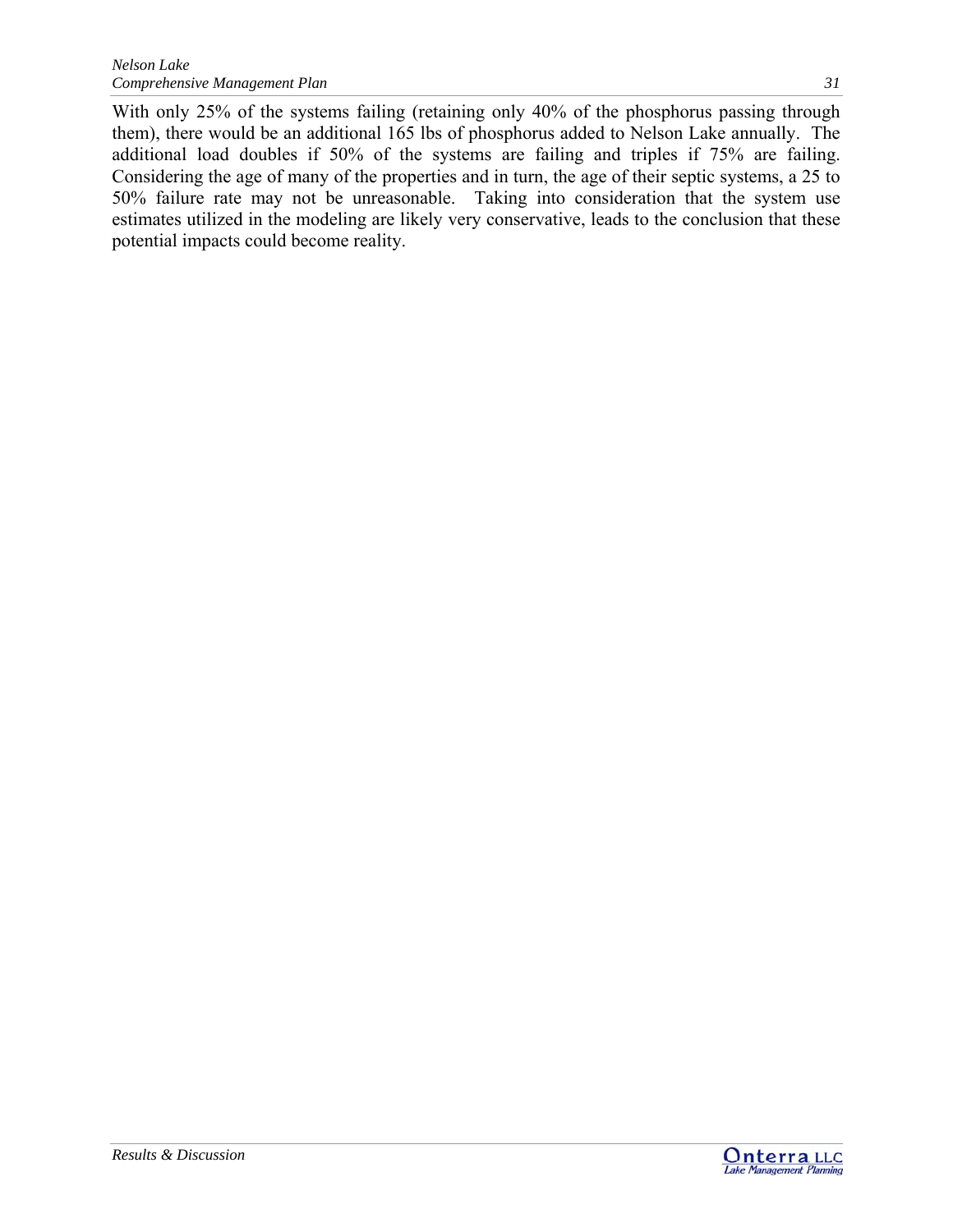With only 25% of the systems failing (retaining only 40% of the phosphorus passing through them), there would be an additional 165 lbs of phosphorus added to Nelson Lake annually. The additional load doubles if 50% of the systems are failing and triples if 75% are failing. Considering the age of many of the properties and in turn, the age of their septic systems, a 25 to 50% failure rate may not be unreasonable. Taking into consideration that the system use estimates utilized in the modeling are likely very conservative, leads to the conclusion that these potential impacts could become reality.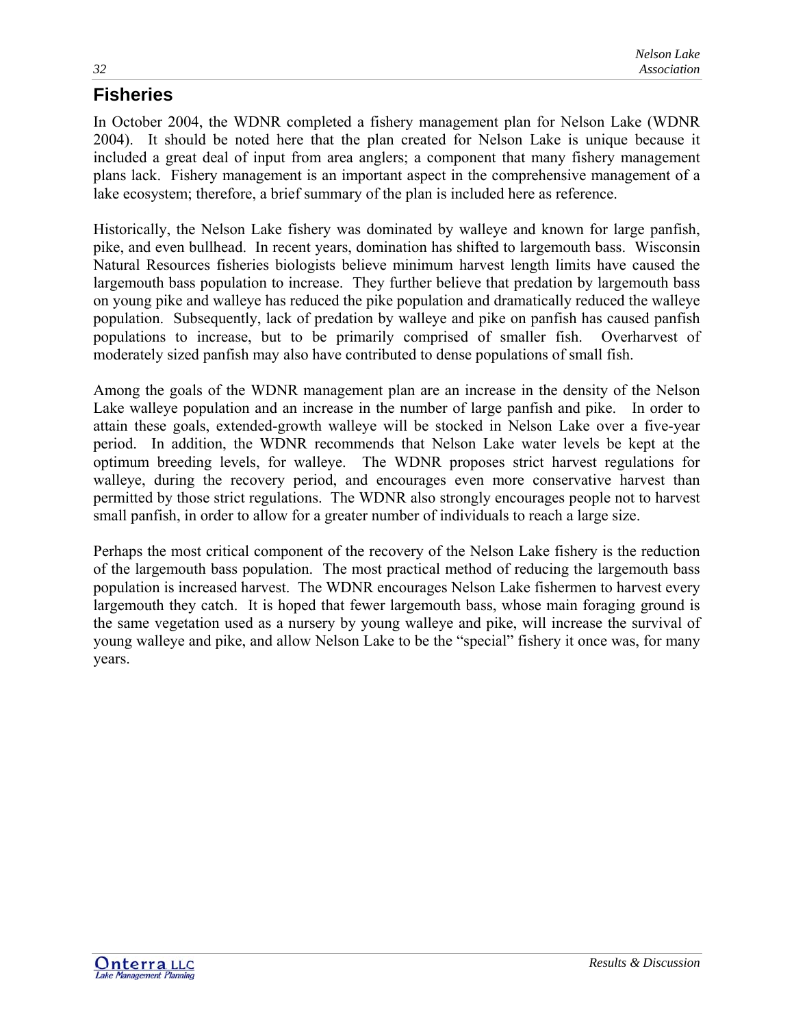## Fisheries

In October 2004, the WDNR completed a fishery management plan for Nelson Lake (WDNR 2004). It should be noted here that the plan created for Nelson Lake is unique because it included a great deal of input from area anglers; a component that many fishery management plans lack. Fishery management is an important aspect in the comprehensive management of a lake ecosystem; therefore, a brief summary of the plan is included here as reference.

Historically, the Nelson Lake fishery was dominated by walleye and known for large panfish, pike, and even bullhead. In recent years, domination has shifted to largemouth bass. Wisconsin Natural Resources fisheries biologists believe minimum harvest length limits have caused the largemouth bass population to increase. They further believe that predation by largemouth bass on young pike and walleye has reduced the pike population and dramatically reduced the walleye population. Subsequently, lack of predation by walleye and pike on panfish has caused panfish populations to increase, but to be primarily comprised of smaller fish. Overharvest of moderately sized panfish may also have contributed to dense populations of small fish.

Among the goals of the WDNR management plan are an increase in the density of the Nelson Lake walleye population and an increase in the number of large panfish and pike. In order to attain these goals, extended-growth walleye will be stocked in Nelson Lake over a five-year period. In addition, the WDNR recommends that Nelson Lake water levels be kept at the optimum breeding levels, for walleye. The WDNR proposes strict harvest regulations for walleye, during the recovery period, and encourages even more conservative harvest than permitted by those strict regulations. The WDNR also strongly encourages people not to harvest small panfish, in order to allow for a greater number of individuals to reach a large size.

Perhaps the most critical component of the recovery of the Nelson Lake fishery is the reduction of the largemouth bass population. The most practical method of reducing the largemouth bass population is increased harvest. The WDNR encourages Nelson Lake fishermen to harvest every largemouth they catch. It is hoped that fewer largemouth bass, whose main foraging ground is the same vegetation used as a nursery by young walleye and pike, will increase the survival of young walleye and pike, and allow Nelson Lake to be the "special" fishery it once was, for many years.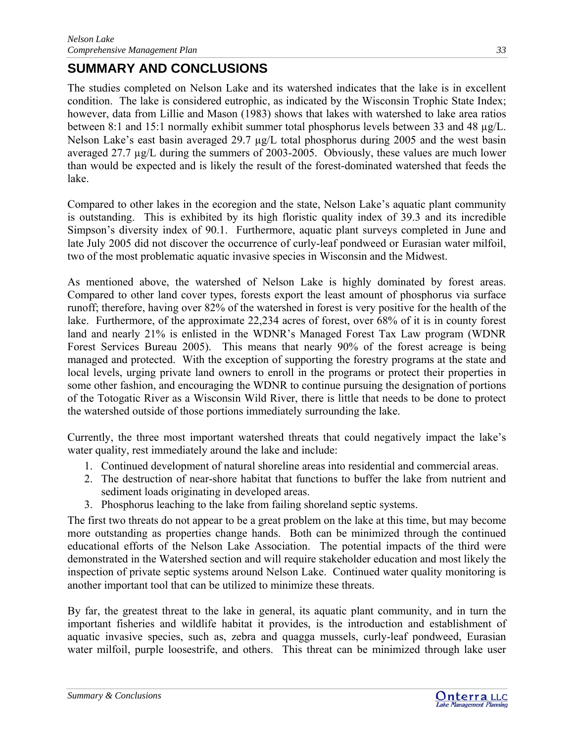# SUMMARY AND CONCLUSIONS

The studies completed on Nelson Lake and its watershed indicates that the lake is in excellent condition. The lake is considered eutrophic, as indicated by the Wisconsin Trophic State Index; however, data from Lillie and Mason (1983) shows that lakes with watershed to lake area ratios between 8:1 and 15:1 normally exhibit summer total phosphorus levels between 33 and 48 µg/L. Nelson Lake's east basin averaged 29.7 µg/L total phosphorus during 2005 and the west basin averaged 27.7 µg/L during the summers of 2003-2005. Obviously, these values are much lower than would be expected and is likely the result of the forest-dominated watershed that feeds the lake.

Compared to other lakes in the ecoregion and the state, Nelson Lake's aquatic plant community is outstanding. This is exhibited by its high floristic quality index of 39.3 and its incredible Simpson's diversity index of 90.1. Furthermore, aquatic plant surveys completed in June and late July 2005 did not discover the occurrence of curly-leaf pondweed or Eurasian water milfoil, two of the most problematic aquatic invasive species in Wisconsin and the Midwest.

As mentioned above, the watershed of Nelson Lake is highly dominated by forest areas. Compared to other land cover types, forests export the least amount of phosphorus via surface runoff; therefore, having over 82% of the watershed in forest is very positive for the health of the lake. Furthermore, of the approximate 22,234 acres of forest, over 68% of it is in county forest land and nearly 21% is enlisted in the WDNR's Managed Forest Tax Law program (WDNR Forest Services Bureau 2005). This means that nearly 90% of the forest acreage is being managed and protected. With the exception of supporting the forestry programs at the state and local levels, urging private land owners to enroll in the programs or protect their properties in some other fashion, and encouraging the WDNR to continue pursuing the designation of portions of the Totogatic River as a Wisconsin Wild River, there is little that needs to be done to protect the watershed outside of those portions immediately surrounding the lake.

Currently, the three most important watershed threats that could negatively impact the lake's water quality, rest immediately around the lake and include:

1. Continued development of natural shoreline areas into residential and commercial areas.
2. The destruction of near-shore habitat that functions to buffer the lake from nutrient and sediment loads originating in developed areas.
3. Phosphorus leaching to the lake from failing shoreland septic systems.

The first two threats do not appear to be a great problem on the lake at this time, but may become more outstanding as properties change hands. Both can be minimized through the continued educational efforts of the Nelson Lake Association. The potential impacts of the third were demonstrated in the Watershed section and will require stakeholder education and most likely the inspection of private septic systems around Nelson Lake. Continued water quality monitoring is another important tool that can be utilized to minimize these threats.

By far, the greatest threat to the lake in general, its aquatic plant community, and in turn the important fisheries and wildlife habitat it provides, is the introduction and establishment of aquatic invasive species, such as, zebra and quagga mussels, curly-leaf pondweed, Eurasian water milfoil, purple loosestrife, and others. This threat can be minimized through lake user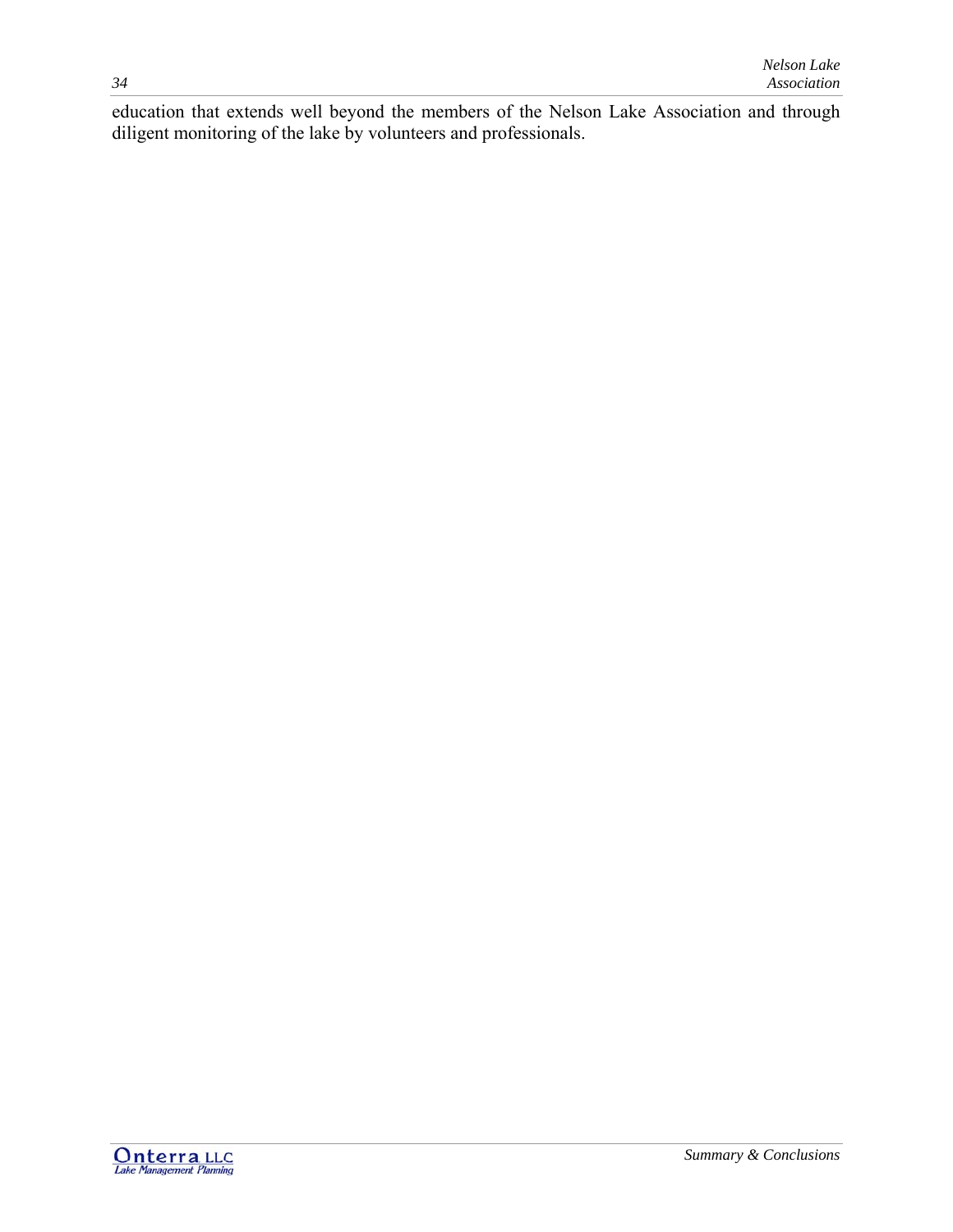education that extends well beyond the members of the Nelson Lake Association and through diligent monitoring of the lake by volunteers and professionals.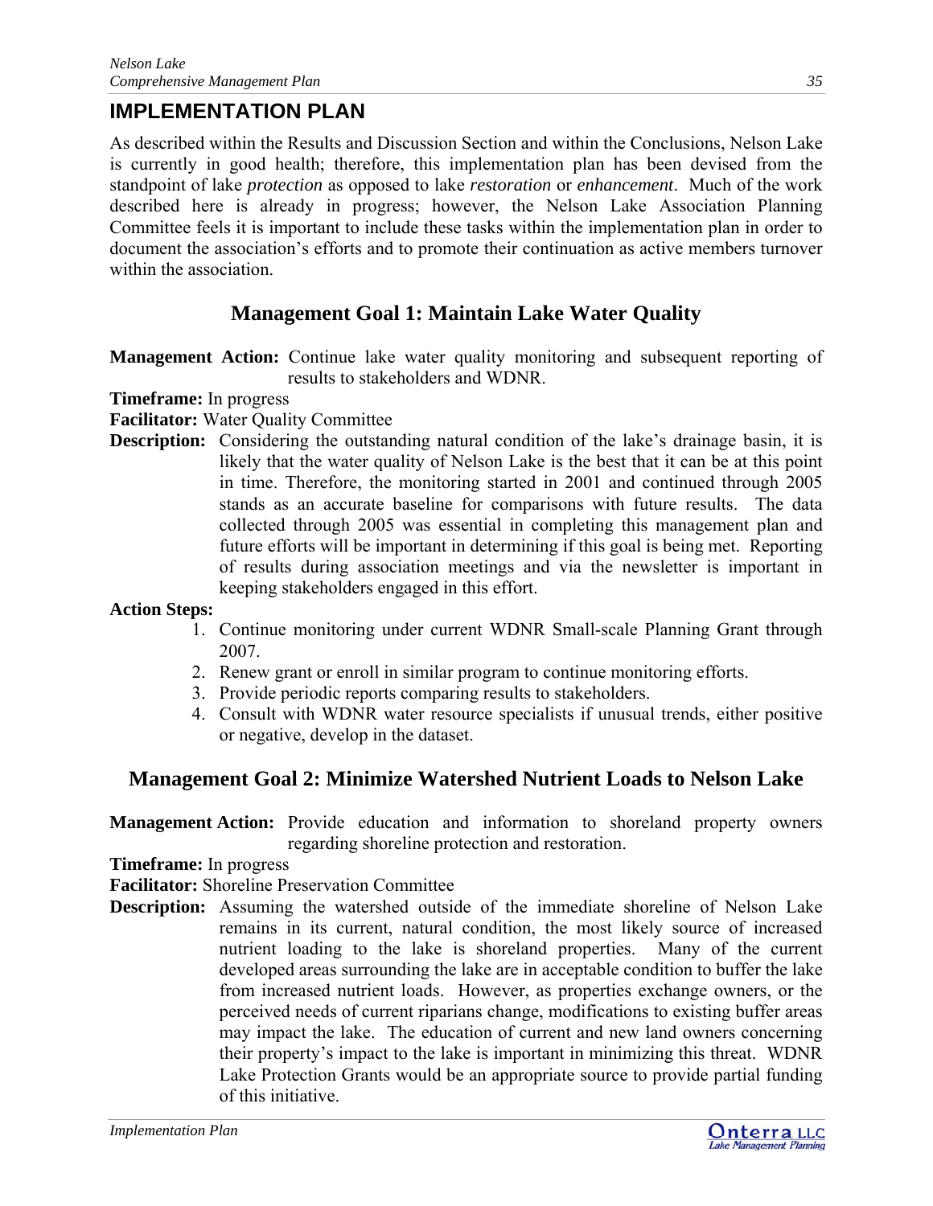# IMPLEMENTATION PLAN

As described within the Results and Discussion Section and within the Conclusions, Nelson Lake is currently in good health; therefore, this implementation plan has been devised from the standpoint of lake *protection* as opposed to lake *restoration* or *enhancement*. Much of the work described here is already in progress; however, the Nelson Lake Association Planning Committee feels it is important to include these tasks within the implementation plan in order to document the association's efforts and to promote their continuation as active members turnover within the association.

## Management Goal 1: Maintain Lake Water Quality

**Management Action:** Continue lake water quality monitoring and subsequent reporting of results to stakeholders and WDNR.

**Timeframe:** In progress

**Facilitator:** Water Quality Committee

**Description:** Considering the outstanding natural condition of the lake's drainage basin, it is likely that the water quality of Nelson Lake is the best that it can be at this point in time. Therefore, the monitoring started in 2001 and continued through 2005 stands as an accurate baseline for comparisons with future results. The data collected through 2005 was essential in completing this management plan and future efforts will be important in determining if this goal is being met. Reporting of results during association meetings and via the newsletter is important in keeping stakeholders engaged in this effort.

**Action Steps:**

1. Continue monitoring under current WDNR Small-scale Planning Grant through 2007.
2. Renew grant or enroll in similar program to continue monitoring efforts.
3. Provide periodic reports comparing results to stakeholders.
4. Consult with WDNR water resource specialists if unusual trends, either positive or negative, develop in the dataset.

## Management Goal 2: Minimize Watershed Nutrient Loads to Nelson Lake

**Management Action:** Provide education and information to shoreland property owners regarding shoreline protection and restoration.

**Timeframe:** In progress

**Facilitator:** Shoreline Preservation Committee

**Description:** Assuming the watershed outside of the immediate shoreline of Nelson Lake remains in its current, natural condition, the most likely source of increased nutrient loading to the lake is shoreland properties. Many of the current developed areas surrounding the lake are in acceptable condition to buffer the lake from increased nutrient loads. However, as properties exchange owners, or the perceived needs of current riparians change, modifications to existing buffer areas may impact the lake. The education of current and new land owners concerning their property's impact to the lake is important in minimizing this threat. WDNR Lake Protection Grants would be an appropriate source to provide partial funding of this initiative.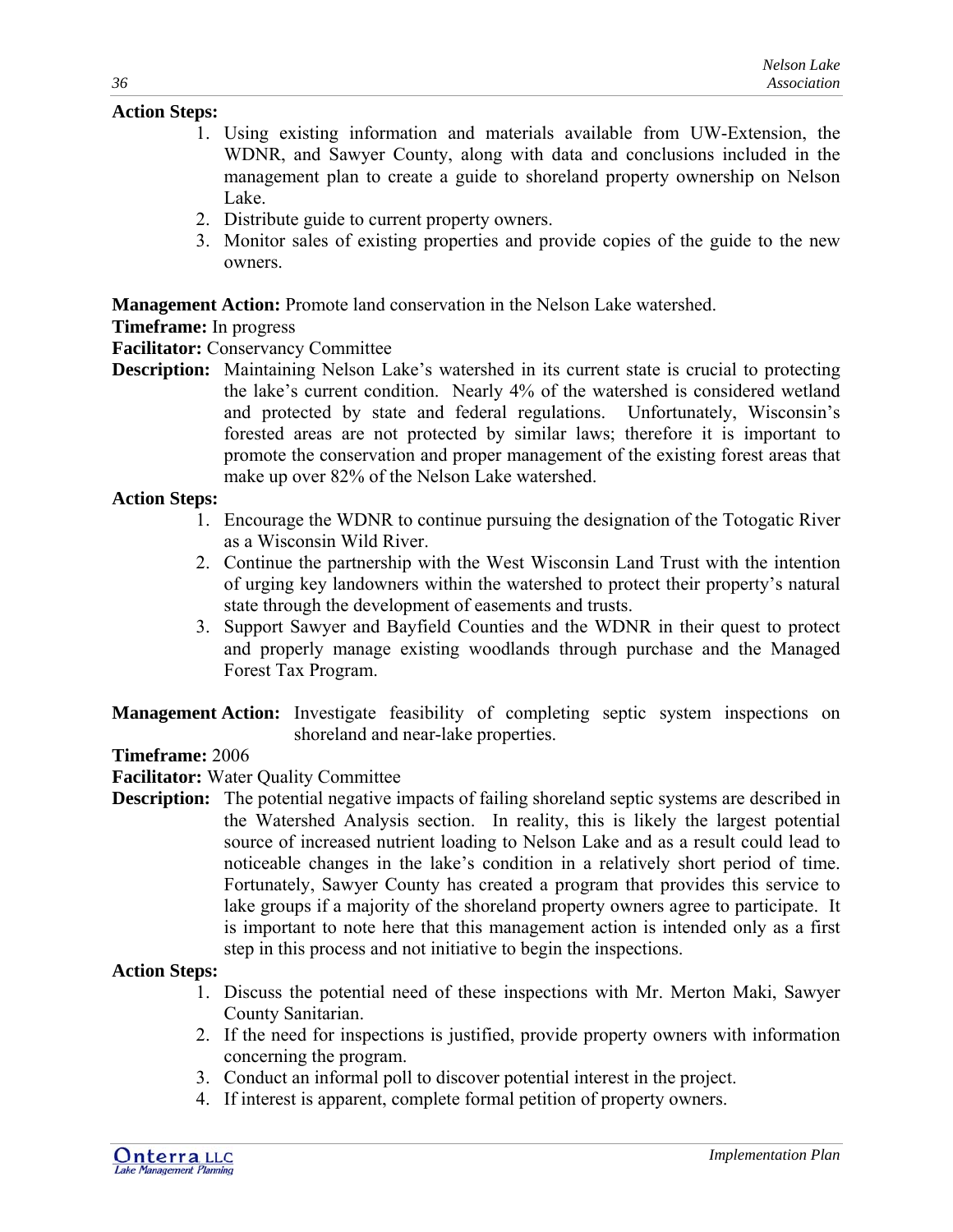**Action Steps:**

1. Using existing information and materials available from UW-Extension, the WDNR, and Sawyer County, along with data and conclusions included in the management plan to create a guide to shoreland property ownership on Nelson Lake.
2. Distribute guide to current property owners.
3. Monitor sales of existing properties and provide copies of the guide to the new owners.

**Management Action:** Promote land conservation in the Nelson Lake watershed.

**Timeframe:** In progress

**Facilitator:** Conservancy Committee

**Description:** Maintaining Nelson Lake's watershed in its current state is crucial to protecting the lake's current condition. Nearly 4% of the watershed is considered wetland and protected by state and federal regulations. Unfortunately, Wisconsin's forested areas are not protected by similar laws; therefore it is important to promote the conservation and proper management of the existing forest areas that make up over 82% of the Nelson Lake watershed.

**Action Steps:**

1. Encourage the WDNR to continue pursuing the designation of the Totogatic River as a Wisconsin Wild River.
2. Continue the partnership with the West Wisconsin Land Trust with the intention of urging key landowners within the watershed to protect their property's natural state through the development of easements and trusts.
3. Support Sawyer and Bayfield Counties and the WDNR in their quest to protect and properly manage existing woodlands through purchase and the Managed Forest Tax Program.

**Management Action:** Investigate feasibility of completing septic system inspections on shoreland and near-lake properties.

**Timeframe:** 2006

**Facilitator:** Water Quality Committee

**Description:** The potential negative impacts of failing shoreland septic systems are described in the Watershed Analysis section. In reality, this is likely the largest potential source of increased nutrient loading to Nelson Lake and as a result could lead to noticeable changes in the lake's condition in a relatively short period of time. Fortunately, Sawyer County has created a program that provides this service to lake groups if a majority of the shoreland property owners agree to participate. It is important to note here that this management action is intended only as a first step in this process and not initiative to begin the inspections.

**Action Steps:**

1. Discuss the potential need of these inspections with Mr. Merton Maki, Sawyer County Sanitarian.
2. If the need for inspections is justified, provide property owners with information concerning the program.
3. Conduct an informal poll to discover potential interest in the project.
4. If interest is apparent, complete formal petition of property owners.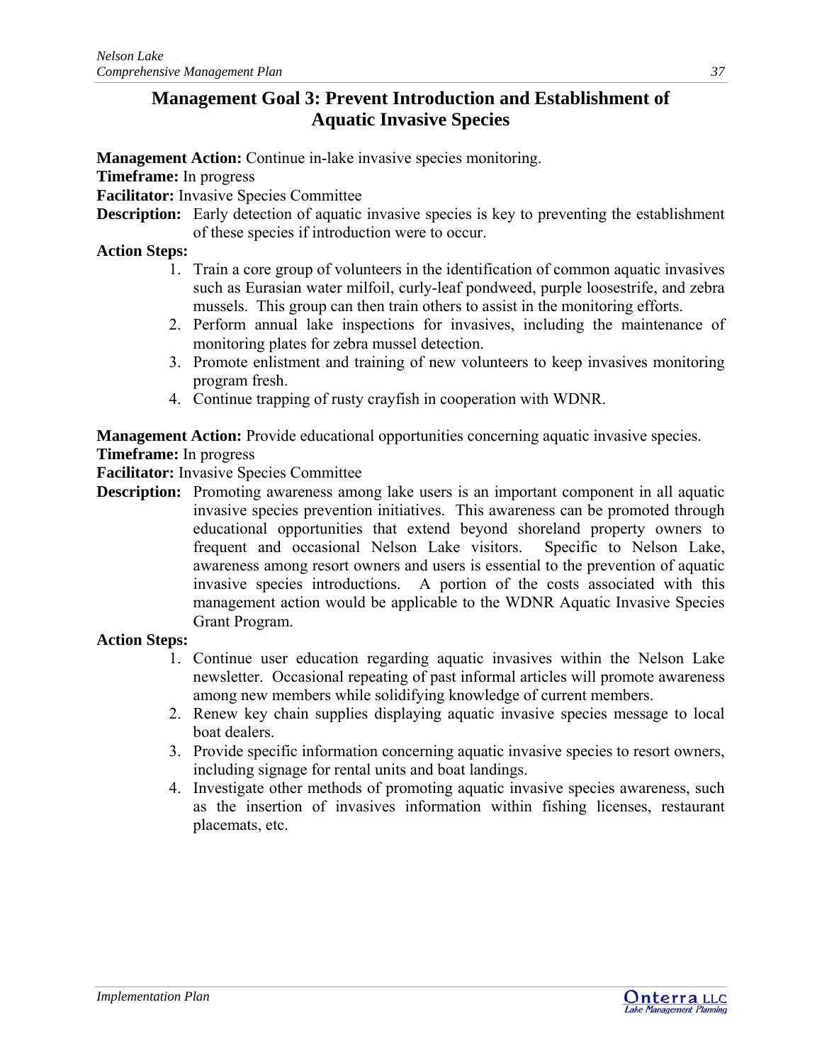## Management Goal 3: Prevent Introduction and Establishment of Aquatic Invasive Species

**Management Action:** Continue in-lake invasive species monitoring.

**Timeframe:** In progress

**Facilitator:** Invasive Species Committee

**Description:** Early detection of aquatic invasive species is key to preventing the establishment of these species if introduction were to occur.

**Action Steps:**

1. Train a core group of volunteers in the identification of common aquatic invasives such as Eurasian water milfoil, curly-leaf pondweed, purple loosestrife, and zebra mussels. This group can then train others to assist in the monitoring efforts.
2. Perform annual lake inspections for invasives, including the maintenance of monitoring plates for zebra mussel detection.
3. Promote enlistment and training of new volunteers to keep invasives monitoring program fresh.
4. Continue trapping of rusty crayfish in cooperation with WDNR.

**Management Action:** Provide educational opportunities concerning aquatic invasive species.

**Timeframe:** In progress

**Facilitator:** Invasive Species Committee

**Description:** Promoting awareness among lake users is an important component in all aquatic invasive species prevention initiatives. This awareness can be promoted through educational opportunities that extend beyond shoreland property owners to frequent and occasional Nelson Lake visitors. Specific to Nelson Lake, awareness among resort owners and users is essential to the prevention of aquatic invasive species introductions. A portion of the costs associated with this management action would be applicable to the WDNR Aquatic Invasive Species Grant Program.

**Action Steps:**

1. Continue user education regarding aquatic invasives within the Nelson Lake newsletter. Occasional repeating of past informal articles will promote awareness among new members while solidifying knowledge of current members.
2. Renew key chain supplies displaying aquatic invasive species message to local boat dealers.
3. Provide specific information concerning aquatic invasive species to resort owners, including signage for rental units and boat landings.
4. Investigate other methods of promoting aquatic invasive species awareness, such as the insertion of invasives information within fishing licenses, restaurant placemats, etc.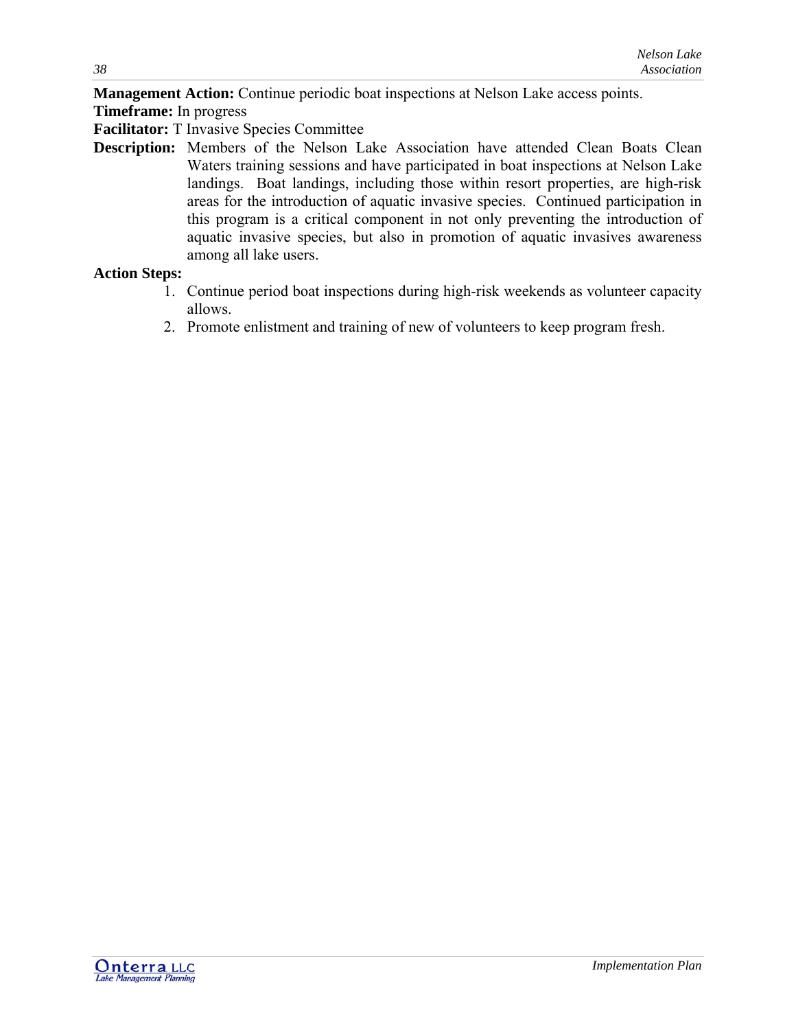**Management Action:** Continue periodic boat inspections at Nelson Lake access points.

**Timeframe:** In progress

**Facilitator:** T Invasive Species Committee

**Description:** Members of the Nelson Lake Association have attended Clean Boats Clean Waters training sessions and have participated in boat inspections at Nelson Lake landings. Boat landings, including those within resort properties, are high-risk areas for the introduction of aquatic invasive species. Continued participation in this program is a critical component in not only preventing the introduction of aquatic invasive species, but also in promotion of aquatic invasives awareness among all lake users.

**Action Steps:**

1. Continue period boat inspections during high-risk weekends as volunteer capacity allows.
2. Promote enlistment and training of new of volunteers to keep program fresh.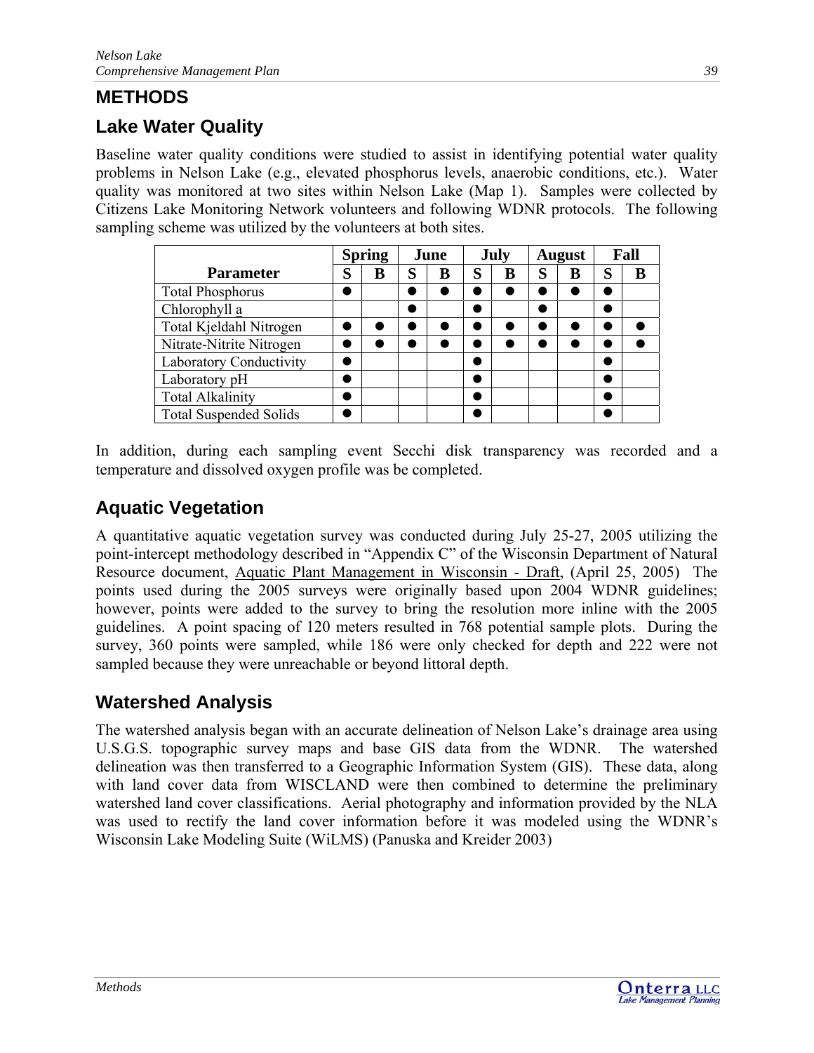# METHODS

## Lake Water Quality

Baseline water quality conditions were studied to assist in identifying potential water quality problems in Nelson Lake (e.g., elevated phosphorus levels, anaerobic conditions, etc.). Water quality was monitored at two sites within Nelson Lake (Map 1). Samples were collected by Citizens Lake Monitoring Network volunteers and following WDNR protocols. The following sampling scheme was utilized by the volunteers at both sites.

| Parameter | Spring | | June | | July | | August | | Fall | |
|---|---|---|---|---|---|---|---|---|---|---|
| | S | B | S | B | S | B | S | B | S | B |
| Total Phosphorus | ● | | ● | ● | ● | ● | ● | ● | ● | |
| Chlorophyll a | | | ● | | ● | | ● | | ● | |
| Total Kjeldahl Nitrogen | ● | ● | ● | ● | ● | ● | ● | ● | ● | ● |
| Nitrate-Nitrite Nitrogen | ● | ● | ● | ● | ● | ● | ● | ● | ● | ● |
| Laboratory Conductivity | ● | | | | ● | | | | ● | |
| Laboratory pH | ● | | | | ● | | | | ● | |
| Total Alkalinity | ● | | | | ● | | | | ● | |
| Total Suspended Solids | ● | | | | ● | | | | ● | |

In addition, during each sampling event Secchi disk transparency was recorded and a temperature and dissolved oxygen profile was be completed.

## Aquatic Vegetation

A quantitative aquatic vegetation survey was conducted during July 25-27, 2005 utilizing the point-intercept methodology described in "Appendix C" of the Wisconsin Department of Natural Resource document, Aquatic Plant Management in Wisconsin - Draft, (April 25, 2005) The points used during the 2005 surveys were originally based upon 2004 WDNR guidelines; however, points were added to the survey to bring the resolution more inline with the 2005 guidelines. A point spacing of 120 meters resulted in 768 potential sample plots. During the survey, 360 points were sampled, while 186 were only checked for depth and 222 were not sampled because they were unreachable or beyond littoral depth.

## Watershed Analysis

The watershed analysis began with an accurate delineation of Nelson Lake's drainage area using U.S.G.S. topographic survey maps and base GIS data from the WDNR. The watershed delineation was then transferred to a Geographic Information System (GIS). These data, along with land cover data from WISCLAND were then combined to determine the preliminary watershed land cover classifications. Aerial photography and information provided by the NLA was used to rectify the land cover information before it was modeled using the WDNR's Wisconsin Lake Modeling Suite (WiLMS) (Panuska and Kreider 2003)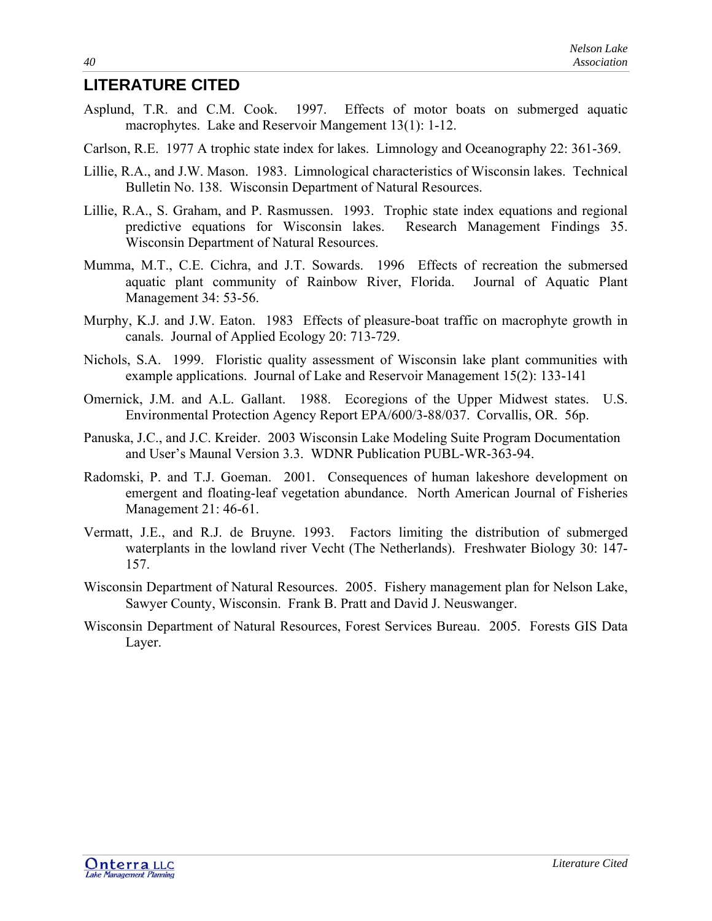## LITERATURE CITED

Asplund, T.R. and C.M. Cook. 1997. Effects of motor boats on submerged aquatic macrophytes. Lake and Reservoir Mangement 13(1): 1-12.

Carlson, R.E. 1977 A trophic state index for lakes. Limnology and Oceanography 22: 361-369.

Lillie, R.A., and J.W. Mason. 1983. Limnological characteristics of Wisconsin lakes. Technical Bulletin No. 138. Wisconsin Department of Natural Resources.

Lillie, R.A., S. Graham, and P. Rasmussen. 1993. Trophic state index equations and regional predictive equations for Wisconsin lakes. Research Management Findings 35. Wisconsin Department of Natural Resources.

Mumma, M.T., C.E. Cichra, and J.T. Sowards. 1996 Effects of recreation the submersed aquatic plant community of Rainbow River, Florida. Journal of Aquatic Plant Management 34: 53-56.

Murphy, K.J. and J.W. Eaton. 1983 Effects of pleasure-boat traffic on macrophyte growth in canals. Journal of Applied Ecology 20: 713-729.

Nichols, S.A. 1999. Floristic quality assessment of Wisconsin lake plant communities with example applications. Journal of Lake and Reservoir Management 15(2): 133-141

Omernick, J.M. and A.L. Gallant. 1988. Ecoregions of the Upper Midwest states. U.S. Environmental Protection Agency Report EPA/600/3-88/037. Corvallis, OR. 56p.

Panuska, J.C., and J.C. Kreider. 2003 Wisconsin Lake Modeling Suite Program Documentation and User's Maunal Version 3.3. WDNR Publication PUBL-WR-363-94.

Radomski, P. and T.J. Goeman. 2001. Consequences of human lakeshore development on emergent and floating-leaf vegetation abundance. North American Journal of Fisheries Management 21: 46-61.

Vermatt, J.E., and R.J. de Bruyne. 1993. Factors limiting the distribution of submerged waterplants in the lowland river Vecht (The Netherlands). Freshwater Biology 30: 147-157.

Wisconsin Department of Natural Resources. 2005. Fishery management plan for Nelson Lake, Sawyer County, Wisconsin. Frank B. Pratt and David J. Neuswanger.

Wisconsin Department of Natural Resources, Forest Services Bureau. 2005. Forests GIS Data Layer.